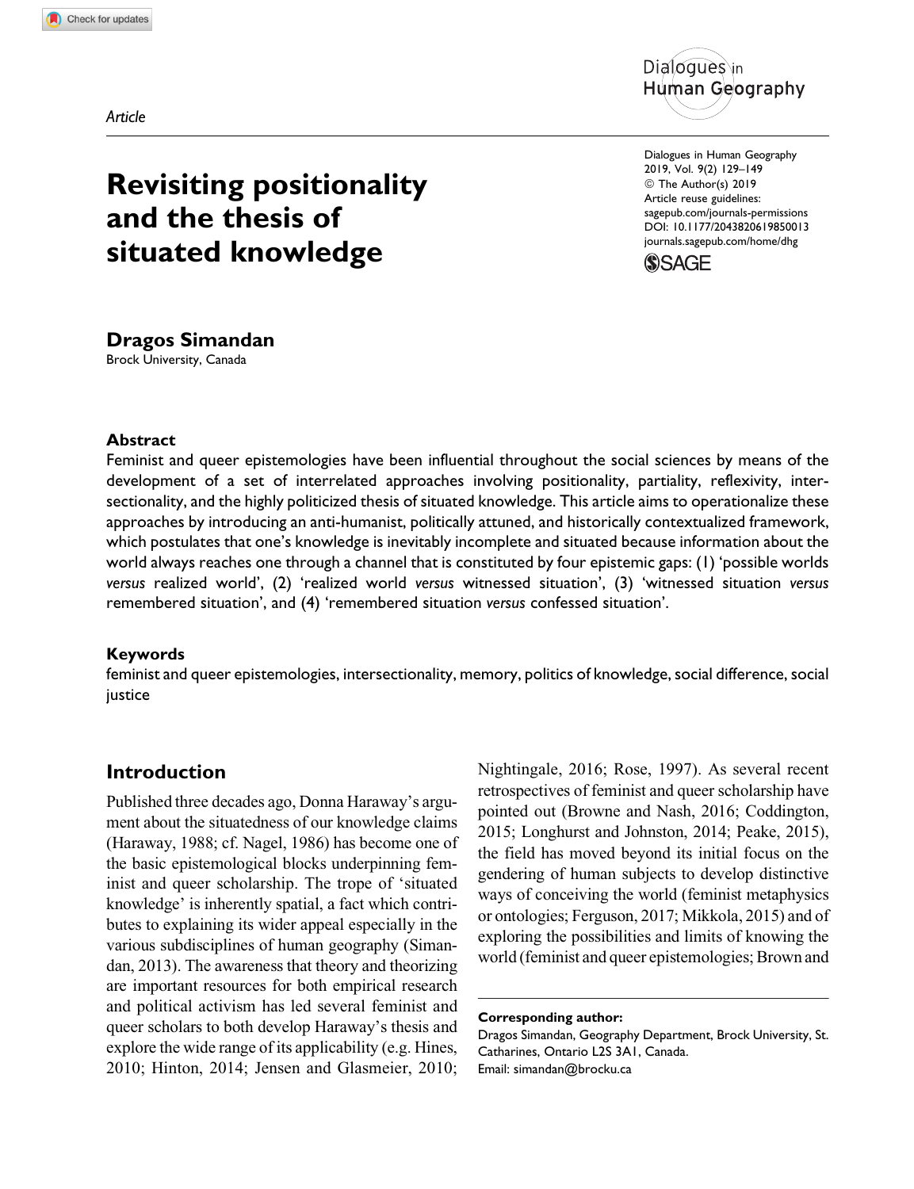Article

# Revisiting positionality and the thesis of situated knowledge

**Dragos Simandan**
Brock University, Canada

## Abstract

Feminist and queer epistemologies have been influential throughout the social sciences by means of the development of a set of interrelated approaches involving positionality, partiality, reflexivity, intersectionality, and the highly politicized thesis of situated knowledge. This article aims to operationalize these approaches by introducing an anti-humanist, politically attuned, and historically contextualized framework, which postulates that one's knowledge is inevitably incomplete and situated because information about the world always reaches one through a channel that is constituted by four epistemic gaps: (1) 'possible worlds *versus* realized world', (2) 'realized world *versus* witnessed situation', (3) 'witnessed situation *versus* remembered situation', and (4) 'remembered situation *versus* confessed situation'.

## Keywords

feminist and queer epistemologies, intersectionality, memory, politics of knowledge, social difference, social justice

## Introduction

Published three decades ago, Donna Haraway's argument about the situatedness of our knowledge claims (Haraway, 1988; cf. Nagel, 1986) has become one of the basic epistemological blocks underpinning feminist and queer scholarship. The trope of 'situated knowledge' is inherently spatial, a fact which contributes to explaining its wider appeal especially in the various subdisciplines of human geography (Simandan, 2013). The awareness that theory and theorizing are important resources for both empirical research and political activism has led several feminist and queer scholars to both develop Haraway's thesis and explore the wide range of its applicability (e.g. Hines, 2010; Hinton, 2014; Jensen and Glasmeier, 2010; Nightingale, 2016; Rose, 1997). As several recent retrospectives of feminist and queer scholarship have pointed out (Browne and Nash, 2016; Coddington, 2015; Longhurst and Johnston, 2014; Peake, 2015), the field has moved beyond its initial focus on the gendering of human subjects to develop distinctive ways of conceiving the world (feminist metaphysics or ontologies; Ferguson, 2017; Mikkola, 2015) and of exploring the possibilities and limits of knowing the world (feminist and queer epistemologies; Brown and

**Corresponding author:**
Dragos Simandan, Geography Department, Brock University, St. Catharines, Ontario L2S 3A1, Canada.
Email: simandan@brocku.ca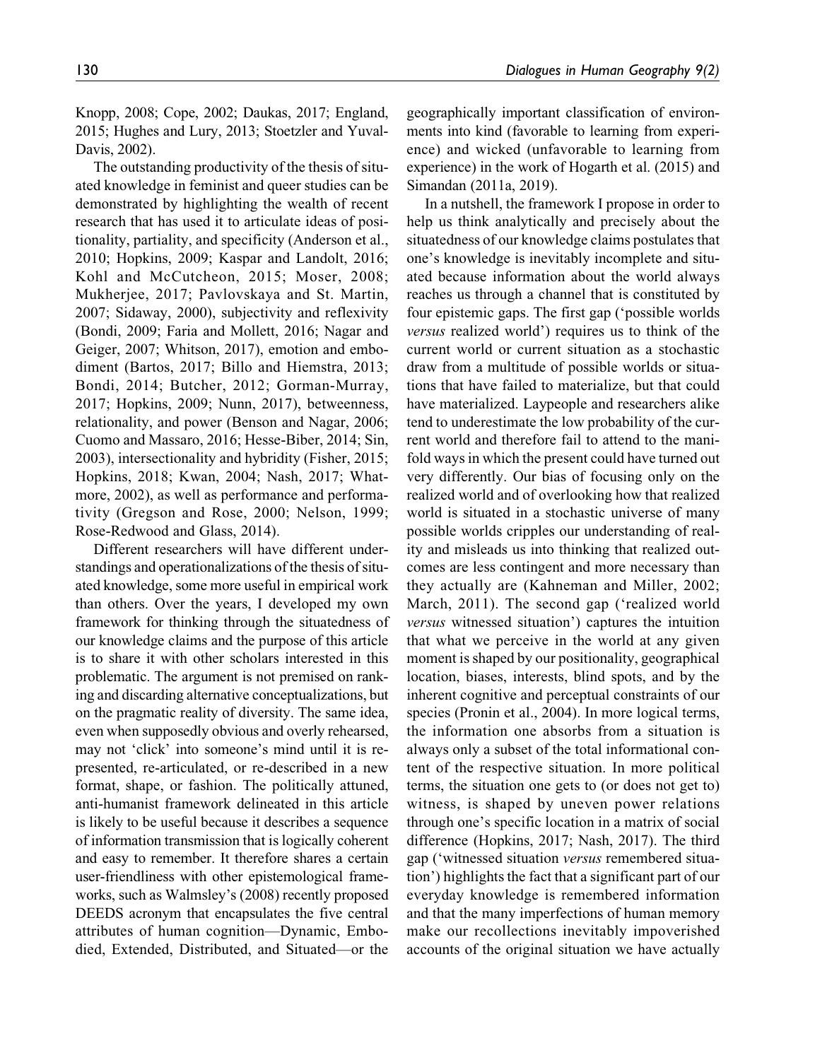Knopp, 2008; Cope, 2002; Daukas, 2017; England, 2015; Hughes and Lury, 2013; Stoetzler and Yuval-Davis, 2002).

The outstanding productivity of the thesis of situated knowledge in feminist and queer studies can be demonstrated by highlighting the wealth of recent research that has used it to articulate ideas of positionality, partiality, and specificity (Anderson et al., 2010; Hopkins, 2009; Kaspar and Landolt, 2016; Kohl and McCutcheon, 2015; Moser, 2008; Mukherjee, 2017; Pavlovskaya and St. Martin, 2007; Sidaway, 2000), subjectivity and reflexivity (Bondi, 2009; Faria and Mollett, 2016; Nagar and Geiger, 2007; Whitson, 2017), emotion and embodiment (Bartos, 2017; Billo and Hiemstra, 2013; Bondi, 2014; Butcher, 2012; Gorman-Murray, 2017; Hopkins, 2009; Nunn, 2017), betweenness, relationality, and power (Benson and Nagar, 2006; Cuomo and Massaro, 2016; Hesse-Biber, 2014; Sin, 2003), intersectionality and hybridity (Fisher, 2015; Hopkins, 2018; Kwan, 2004; Nash, 2017; Whatmore, 2002), as well as performance and performativity (Gregson and Rose, 2000; Nelson, 1999; Rose-Redwood and Glass, 2014).

Different researchers will have different understandings and operationalizations of the thesis of situated knowledge, some more useful in empirical work than others. Over the years, I developed my own framework for thinking through the situatedness of our knowledge claims and the purpose of this article is to share it with other scholars interested in this problematic. The argument is not premised on ranking and discarding alternative conceptualizations, but on the pragmatic reality of diversity. The same idea, even when supposedly obvious and overly rehearsed, may not 'click' into someone's mind until it is re-presented, re-articulated, or re-described in a new format, shape, or fashion. The politically attuned, anti-humanist framework delineated in this article is likely to be useful because it describes a sequence of information transmission that is logically coherent and easy to remember. It therefore shares a certain user-friendliness with other epistemological frameworks, such as Walmsley's (2008) recently proposed DEEDS acronym that encapsulates the five central attributes of human cognition—Dynamic, Embodied, Extended, Distributed, and Situated—or the geographically important classification of environments into kind (favorable to learning from experience) and wicked (unfavorable to learning from experience) in the work of Hogarth et al. (2015) and Simandan (2011a, 2019).

In a nutshell, the framework I propose in order to help us think analytically and precisely about the situatedness of our knowledge claims postulates that one's knowledge is inevitably incomplete and situated because information about the world always reaches us through a channel that is constituted by four epistemic gaps. The first gap ('possible worlds *versus* realized world') requires us to think of the current world or current situation as a stochastic draw from a multitude of possible worlds or situations that have failed to materialize, but that could have materialized. Laypeople and researchers alike tend to underestimate the low probability of the current world and therefore fail to attend to the manifold ways in which the present could have turned out very differently. Our bias of focusing only on the realized world and of overlooking how that realized world is situated in a stochastic universe of many possible worlds cripples our understanding of reality and misleads us into thinking that realized outcomes are less contingent and more necessary than they actually are (Kahneman and Miller, 2002; March, 2011). The second gap ('realized world *versus* witnessed situation') captures the intuition that what we perceive in the world at any given moment is shaped by our positionality, geographical location, biases, interests, blind spots, and by the inherent cognitive and perceptual constraints of our species (Pronin et al., 2004). In more logical terms, the information one absorbs from a situation is always only a subset of the total informational content of the respective situation. In more political terms, the situation one gets to (or does not get to) witness, is shaped by uneven power relations through one's specific location in a matrix of social difference (Hopkins, 2017; Nash, 2017). The third gap ('witnessed situation *versus* remembered situation') highlights the fact that a significant part of our everyday knowledge is remembered information and that the many imperfections of human memory make our recollections inevitably impoverished accounts of the original situation we have actually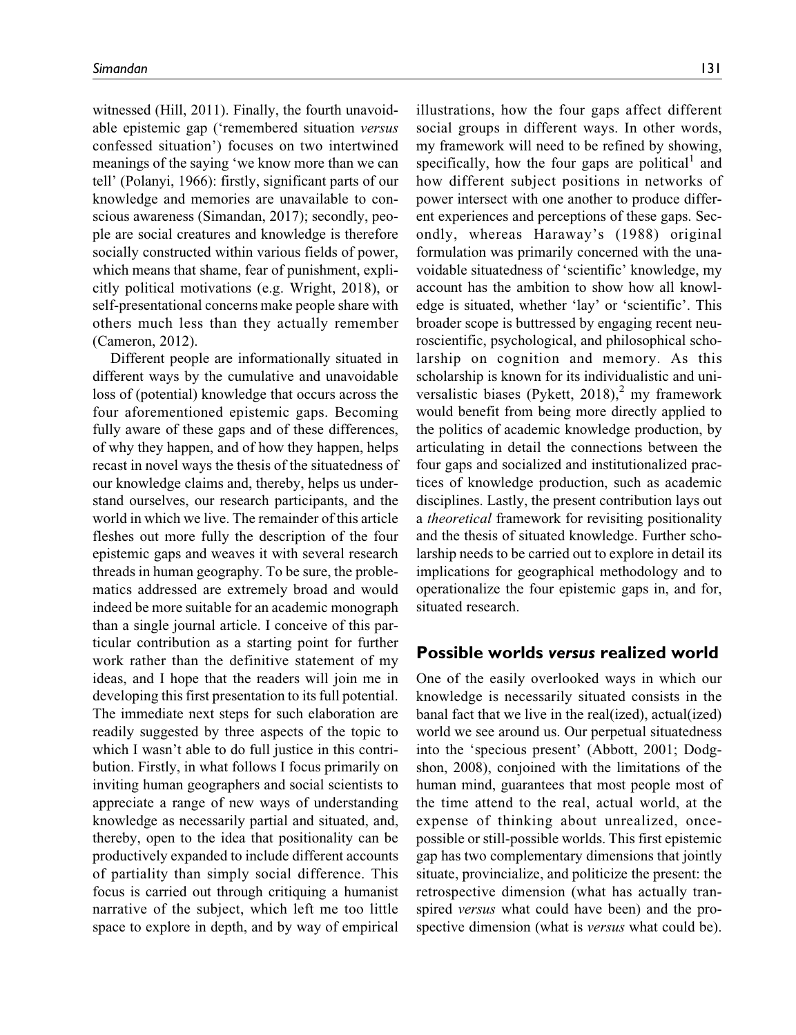witnessed (Hill, 2011). Finally, the fourth unavoidable epistemic gap ('remembered situation *versus* confessed situation') focuses on two intertwined meanings of the saying 'we know more than we can tell' (Polanyi, 1966): firstly, significant parts of our knowledge and memories are unavailable to conscious awareness (Simandan, 2017); secondly, people are social creatures and knowledge is therefore socially constructed within various fields of power, which means that shame, fear of punishment, explicitly political motivations (e.g. Wright, 2018), or self-presentational concerns make people share with others much less than they actually remember (Cameron, 2012).

Different people are informationally situated in different ways by the cumulative and unavoidable loss of (potential) knowledge that occurs across the four aforementioned epistemic gaps. Becoming fully aware of these gaps and of these differences, of why they happen, and of how they happen, helps recast in novel ways the thesis of the situatedness of our knowledge claims and, thereby, helps us understand ourselves, our research participants, and the world in which we live. The remainder of this article fleshes out more fully the description of the four epistemic gaps and weaves it with several research threads in human geography. To be sure, the problematics addressed are extremely broad and would indeed be more suitable for an academic monograph than a single journal article. I conceive of this particular contribution as a starting point for further work rather than the definitive statement of my ideas, and I hope that the readers will join me in developing this first presentation to its full potential. The immediate next steps for such elaboration are readily suggested by three aspects of the topic to which I wasn't able to do full justice in this contribution. Firstly, in what follows I focus primarily on inviting human geographers and social scientists to appreciate a range of new ways of understanding knowledge as necessarily partial and situated, and, thereby, open to the idea that positionality can be productively expanded to include different accounts of partiality than simply social difference. This focus is carried out through critiquing a humanist narrative of the subject, which left me too little space to explore in depth, and by way of empirical illustrations, how the four gaps affect different social groups in different ways. In other words, my framework will need to be refined by showing, specifically, how the four gaps are political[1] and how different subject positions in networks of power intersect with one another to produce different experiences and perceptions of these gaps. Secondly, whereas Haraway's (1988) original formulation was primarily concerned with the unavoidable situatedness of 'scientific' knowledge, my account has the ambition to show how all knowledge is situated, whether 'lay' or 'scientific'. This broader scope is buttressed by engaging recent neuroscientific, psychological, and philosophical scholarship on cognition and memory. As this scholarship is known for its individualistic and universalistic biases (Pykett, 2018),[2] my framework would benefit from being more directly applied to the politics of academic knowledge production, by articulating in detail the connections between the four gaps and socialized and institutionalized practices of knowledge production, such as academic disciplines. Lastly, the present contribution lays out a *theoretical* framework for revisiting positionality and the thesis of situated knowledge. Further scholarship needs to be carried out to explore in detail its implications for geographical methodology and to operationalize the four epistemic gaps in, and for, situated research.

## Possible worlds *versus* realized world

One of the easily overlooked ways in which our knowledge is necessarily situated consists in the banal fact that we live in the real(ized), actual(ized) world we see around us. Our perpetual situatedness into the 'specious present' (Abbott, 2001; Dodgshon, 2008), conjoined with the limitations of the human mind, guarantees that most people most of the time attend to the real, actual world, at the expense of thinking about unrealized, once-possible or still-possible worlds. This first epistemic gap has two complementary dimensions that jointly situate, provincialize, and politicize the present: the retrospective dimension (what has actually transpired *versus* what could have been) and the prospective dimension (what is *versus* what could be).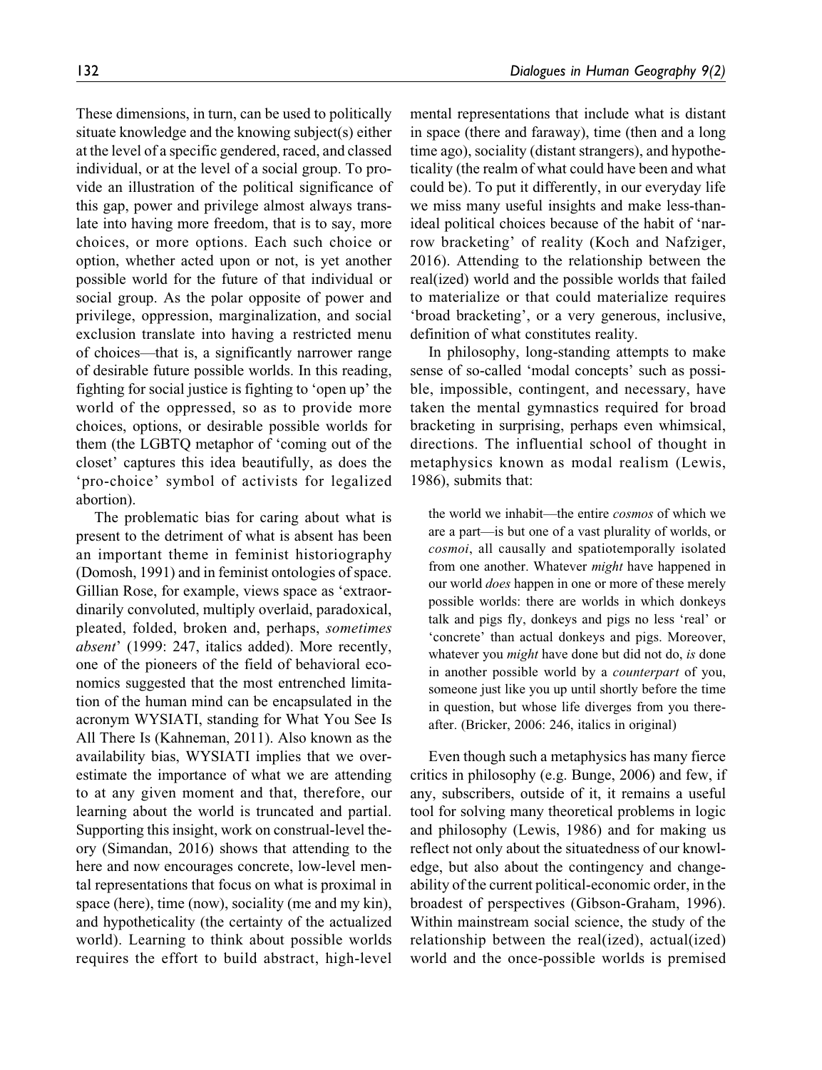These dimensions, in turn, can be used to politically situate knowledge and the knowing subject(s) either at the level of a specific gendered, raced, and classed individual, or at the level of a social group. To provide an illustration of the political significance of this gap, power and privilege almost always translate into having more freedom, that is to say, more choices, or more options. Each such choice or option, whether acted upon or not, is yet another possible world for the future of that individual or social group. As the polar opposite of power and privilege, oppression, marginalization, and social exclusion translate into having a restricted menu of choices—that is, a significantly narrower range of desirable future possible worlds. In this reading, fighting for social justice is fighting to 'open up' the world of the oppressed, so as to provide more choices, options, or desirable possible worlds for them (the LGBTQ metaphor of 'coming out of the closet' captures this idea beautifully, as does the 'pro-choice' symbol of activists for legalized abortion).

The problematic bias for caring about what is present to the detriment of what is absent has been an important theme in feminist historiography (Domosh, 1991) and in feminist ontologies of space. Gillian Rose, for example, views space as 'extraordinarily convoluted, multiply overlaid, paradoxical, pleated, folded, broken and, perhaps, *sometimes absent*' (1999: 247, italics added). More recently, one of the pioneers of the field of behavioral economics suggested that the most entrenched limitation of the human mind can be encapsulated in the acronym WYSIATI, standing for What You See Is All There Is (Kahneman, 2011). Also known as the availability bias, WYSIATI implies that we overestimate the importance of what we are attending to at any given moment and that, therefore, our learning about the world is truncated and partial. Supporting this insight, work on construal-level theory (Simandan, 2016) shows that attending to the here and now encourages concrete, low-level mental representations that focus on what is proximal in space (here), time (now), sociality (me and my kin), and hypotheticality (the certainty of the actualized world). Learning to think about possible worlds requires the effort to build abstract, high-level mental representations that include what is distant in space (there and faraway), time (then and a long time ago), sociality (distant strangers), and hypotheticality (the realm of what could have been and what could be). To put it differently, in our everyday life we miss many useful insights and make less-than-ideal political choices because of the habit of 'narrow bracketing' of reality (Koch and Nafziger, 2016). Attending to the relationship between the real(ized) world and the possible worlds that failed to materialize or that could materialize requires 'broad bracketing', or a very generous, inclusive, definition of what constitutes reality.

In philosophy, long-standing attempts to make sense of so-called 'modal concepts' such as possible, impossible, contingent, and necessary, have taken the mental gymnastics required for broad bracketing in surprising, perhaps even whimsical, directions. The influential school of thought in metaphysics known as modal realism (Lewis, 1986), submits that:

> the world we inhabit—the entire *cosmos* of which we are a part—is but one of a vast plurality of worlds, or *cosmoi*, all causally and spatiotemporally isolated from one another. Whatever *might* have happened in our world *does* happen in one or more of these merely possible worlds: there are worlds in which donkeys talk and pigs fly, donkeys and pigs no less 'real' or 'concrete' than actual donkeys and pigs. Moreover, whatever you *might* have done but did not do, *is* done in another possible world by a *counterpart* of you, someone just like you up until shortly before the time in question, but whose life diverges from you thereafter. (Bricker, 2006: 246, italics in original)

Even though such a metaphysics has many fierce critics in philosophy (e.g. Bunge, 2006) and few, if any, subscribers, outside of it, it remains a useful tool for solving many theoretical problems in logic and philosophy (Lewis, 1986) and for making us reflect not only about the situatedness of our knowledge, but also about the contingency and changeability of the current political-economic order, in the broadest of perspectives (Gibson-Graham, 1996). Within mainstream social science, the study of the relationship between the real(ized), actual(ized) world and the once-possible worlds is premised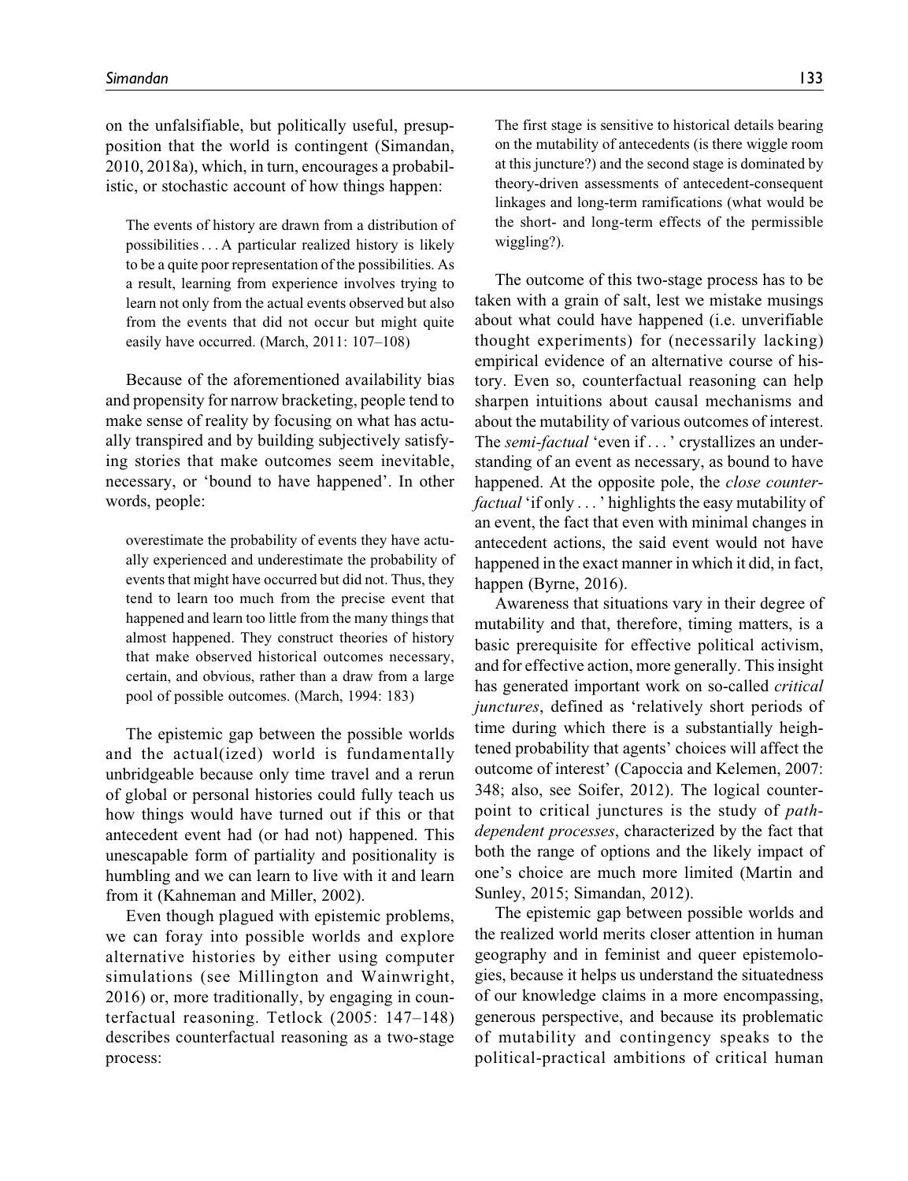on the unfalsifiable, but politically useful, presupposition that the world is contingent (Simandan, 2010, 2018a), which, in turn, encourages a probabilistic, or stochastic account of how things happen:

> The events of history are drawn from a distribution of possibilities . . . A particular realized history is likely to be a quite poor representation of the possibilities. As a result, learning from experience involves trying to learn not only from the actual events observed but also from the events that did not occur but might quite easily have occurred. (March, 2011: 107–108)

Because of the aforementioned availability bias and propensity for narrow bracketing, people tend to make sense of reality by focusing on what has actually transpired and by building subjectively satisfying stories that make outcomes seem inevitable, necessary, or 'bound to have happened'. In other words, people:

> overestimate the probability of events they have actually experienced and underestimate the probability of events that might have occurred but did not. Thus, they tend to learn too much from the precise event that happened and learn too little from the many things that almost happened. They construct theories of history that make observed historical outcomes necessary, certain, and obvious, rather than a draw from a large pool of possible outcomes. (March, 1994: 183)

The epistemic gap between the possible worlds and the actual(ized) world is fundamentally unbridgeable because only time travel and a rerun of global or personal histories could fully teach us how things would have turned out if this or that antecedent event had (or had not) happened. This unescapable form of partiality and positionality is humbling and we can learn to live with it and learn from it (Kahneman and Miller, 2002).

Even though plagued with epistemic problems, we can foray into possible worlds and explore alternative histories by either using computer simulations (see Millington and Wainwright, 2016) or, more traditionally, by engaging in counterfactual reasoning. Tetlock (2005: 147–148) describes counterfactual reasoning as a two-stage process:

> The first stage is sensitive to historical details bearing on the mutability of antecedents (is there wiggle room at this juncture?) and the second stage is dominated by theory-driven assessments of antecedent-consequent linkages and long-term ramifications (what would be the short- and long-term effects of the permissible wiggling?).

The outcome of this two-stage process has to be taken with a grain of salt, lest we mistake musings about what could have happened (i.e. unverifiable thought experiments) for (necessarily lacking) empirical evidence of an alternative course of history. Even so, counterfactual reasoning can help sharpen intuitions about causal mechanisms and about the mutability of various outcomes of interest. The *semi-factual* 'even if . . . ' crystallizes an understanding of an event as necessary, as bound to have happened. At the opposite pole, the *close counterfactual* 'if only . . . ' highlights the easy mutability of an event, the fact that even with minimal changes in antecedent actions, the said event would not have happened in the exact manner in which it did, in fact, happen (Byrne, 2016).

Awareness that situations vary in their degree of mutability and that, therefore, timing matters, is a basic prerequisite for effective political activism, and for effective action, more generally. This insight has generated important work on so-called *critical junctures*, defined as 'relatively short periods of time during which there is a substantially heightened probability that agents' choices will affect the outcome of interest' (Capoccia and Kelemen, 2007: 348; also, see Soifer, 2012). The logical counterpoint to critical junctures is the study of *path-dependent processes*, characterized by the fact that both the range of options and the likely impact of one's choice are much more limited (Martin and Sunley, 2015; Simandan, 2012).

The epistemic gap between possible worlds and the realized world merits closer attention in human geography and in feminist and queer epistemologies, because it helps us understand the situatedness of our knowledge claims in a more encompassing, generous perspective, and because its problematic of mutability and contingency speaks to the political-practical ambitions of critical human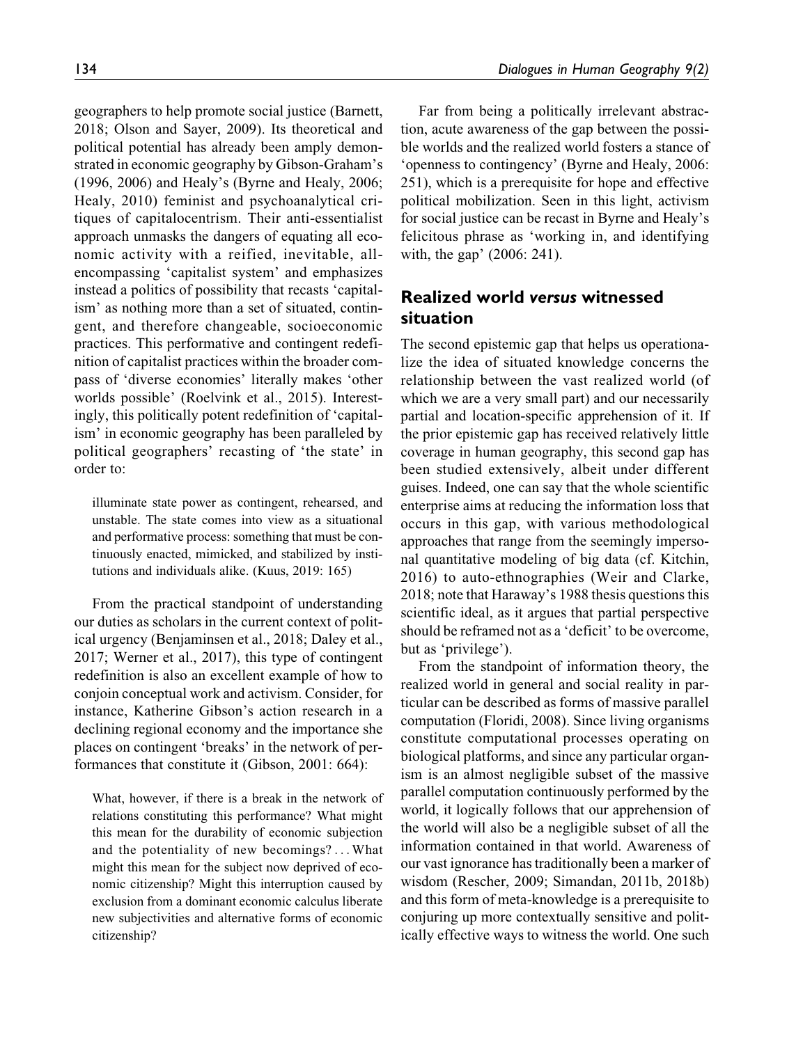geographers to help promote social justice (Barnett, 2018; Olson and Sayer, 2009). Its theoretical and political potential has already been amply demonstrated in economic geography by Gibson-Graham's (1996, 2006) and Healy's (Byrne and Healy, 2006; Healy, 2010) feminist and psychoanalytical critiques of capitalocentrism. Their anti-essentialist approach unmasks the dangers of equating all economic activity with a reified, inevitable, all-encompassing 'capitalist system' and emphasizes instead a politics of possibility that recasts 'capitalism' as nothing more than a set of situated, contingent, and therefore changeable, socioeconomic practices. This performative and contingent redefinition of capitalist practices within the broader compass of 'diverse economies' literally makes 'other worlds possible' (Roelvink et al., 2015). Interestingly, this politically potent redefinition of 'capitalism' in economic geography has been paralleled by political geographers' recasting of 'the state' in order to:

> illuminate state power as contingent, rehearsed, and unstable. The state comes into view as a situational and performative process: something that must be continuously enacted, mimicked, and stabilized by institutions and individuals alike. (Kuus, 2019: 165)

From the practical standpoint of understanding our duties as scholars in the current context of political urgency (Benjaminsen et al., 2018; Daley et al., 2017; Werner et al., 2017), this type of contingent redefinition is also an excellent example of how to conjoin conceptual work and activism. Consider, for instance, Katherine Gibson's action research in a declining regional economy and the importance she places on contingent 'breaks' in the network of performances that constitute it (Gibson, 2001: 664):

> What, however, if there is a break in the network of relations constituting this performance? What might this mean for the durability of economic subjection and the potentiality of new becomings? ... What might this mean for the subject now deprived of economic citizenship? Might this interruption caused by exclusion from a dominant economic calculus liberate new subjectivities and alternative forms of economic citizenship?

Far from being a politically irrelevant abstraction, acute awareness of the gap between the possible worlds and the realized world fosters a stance of 'openness to contingency' (Byrne and Healy, 2006: 251), which is a prerequisite for hope and effective political mobilization. Seen in this light, activism for social justice can be recast in Byrne and Healy's felicitous phrase as 'working in, and identifying with, the gap' (2006: 241).

## Realized world *versus* witnessed situation

The second epistemic gap that helps us operationalize the idea of situated knowledge concerns the relationship between the vast realized world (of which we are a very small part) and our necessarily partial and location-specific apprehension of it. If the prior epistemic gap has received relatively little coverage in human geography, this second gap has been studied extensively, albeit under different guises. Indeed, one can say that the whole scientific enterprise aims at reducing the information loss that occurs in this gap, with various methodological approaches that range from the seemingly impersonal quantitative modeling of big data (cf. Kitchin, 2016) to auto-ethnographies (Weir and Clarke, 2018; note that Haraway's 1988 thesis questions this scientific ideal, as it argues that partial perspective should be reframed not as a 'deficit' to be overcome, but as 'privilege').

From the standpoint of information theory, the realized world in general and social reality in particular can be described as forms of massive parallel computation (Floridi, 2008). Since living organisms constitute computational processes operating on biological platforms, and since any particular organism is an almost negligible subset of the massive parallel computation continuously performed by the world, it logically follows that our apprehension of the world will also be a negligible subset of all the information contained in that world. Awareness of our vast ignorance has traditionally been a marker of wisdom (Rescher, 2009; Simandan, 2011b, 2018b) and this form of meta-knowledge is a prerequisite to conjuring up more contextually sensitive and politically effective ways to witness the world. One such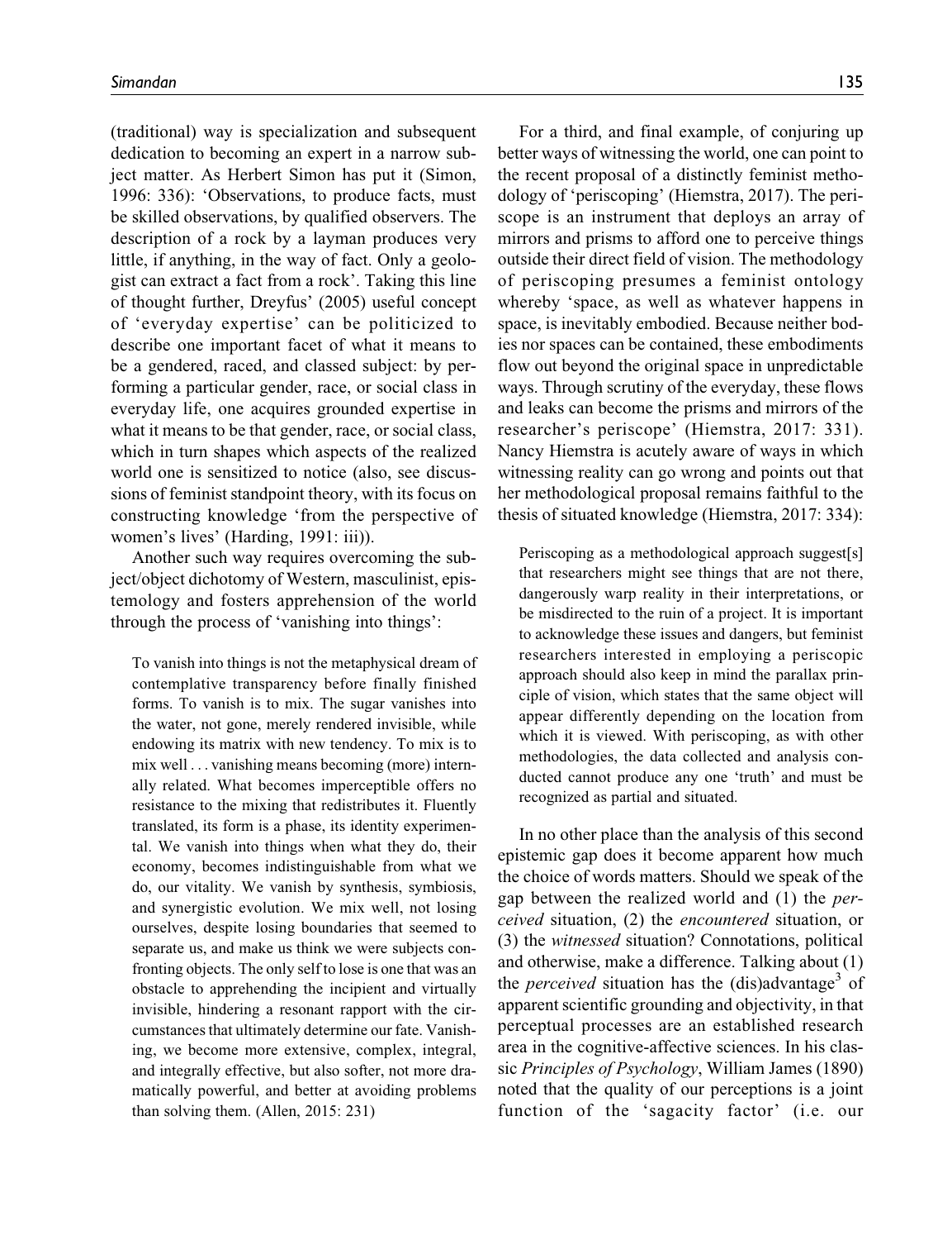(traditional) way is specialization and subsequent dedication to becoming an expert in a narrow subject matter. As Herbert Simon has put it (Simon, 1996: 336): 'Observations, to produce facts, must be skilled observations, by qualified observers. The description of a rock by a layman produces very little, if anything, in the way of fact. Only a geologist can extract a fact from a rock'. Taking this line of thought further, Dreyfus' (2005) useful concept of 'everyday expertise' can be politicized to describe one important facet of what it means to be a gendered, raced, and classed subject: by performing a particular gender, race, or social class in everyday life, one acquires grounded expertise in what it means to be that gender, race, or social class, which in turn shapes which aspects of the realized world one is sensitized to notice (also, see discussions of feminist standpoint theory, with its focus on constructing knowledge 'from the perspective of women's lives' (Harding, 1991: iii)).

Another such way requires overcoming the subject/object dichotomy of Western, masculinist, epistemology and fosters apprehension of the world through the process of 'vanishing into things':

> To vanish into things is not the metaphysical dream of contemplative transparency before finally finished forms. To vanish is to mix. The sugar vanishes into the water, not gone, merely rendered invisible, while endowing its matrix with new tendency. To mix is to mix well . . . vanishing means becoming (more) internally related. What becomes imperceptible offers no resistance to the mixing that redistributes it. Fluently translated, its form is a phase, its identity experimental. We vanish into things when what they do, their economy, becomes indistinguishable from what we do, our vitality. We vanish by synthesis, symbiosis, and synergistic evolution. We mix well, not losing ourselves, despite losing boundaries that seemed to separate us, and make us think we were subjects confronting objects. The only self to lose is one that was an obstacle to apprehending the incipient and virtually invisible, hindering a resonant rapport with the circumstances that ultimately determine our fate. Vanishing, we become more extensive, complex, integral, and integrally effective, but also softer, not more dramatically powerful, and better at avoiding problems than solving them. (Allen, 2015: 231)

For a third, and final example, of conjuring up better ways of witnessing the world, one can point to the recent proposal of a distinctly feminist methodology of 'periscoping' (Hiemstra, 2017). The periscope is an instrument that deploys an array of mirrors and prisms to afford one to perceive things outside their direct field of vision. The methodology of periscoping presumes a feminist ontology whereby 'space, as well as whatever happens in space, is inevitably embodied. Because neither bodies nor spaces can be contained, these embodiments flow out beyond the original space in unpredictable ways. Through scrutiny of the everyday, these flows and leaks can become the prisms and mirrors of the researcher's periscope' (Hiemstra, 2017: 331). Nancy Hiemstra is acutely aware of ways in which witnessing reality can go wrong and points out that her methodological proposal remains faithful to the thesis of situated knowledge (Hiemstra, 2017: 334):

> Periscoping as a methodological approach suggest[s] that researchers might see things that are not there, dangerously warp reality in their interpretations, or be misdirected to the ruin of a project. It is important to acknowledge these issues and dangers, but feminist researchers interested in employing a periscopic approach should also keep in mind the parallax principle of vision, which states that the same object will appear differently depending on the location from which it is viewed. With periscoping, as with other methodologies, the data collected and analysis conducted cannot produce any one 'truth' and must be recognized as partial and situated.

In no other place than the analysis of this second epistemic gap does it become apparent how much the choice of words matters. Should we speak of the gap between the realized world and (1) the *perceived* situation, (2) the *encountered* situation, or (3) the *witnessed* situation? Connotations, political and otherwise, make a difference. Talking about (1) the *perceived* situation has the (dis)advantage[3] of apparent scientific grounding and objectivity, in that perceptual processes are an established research area in the cognitive-affective sciences. In his classic *Principles of Psychology*, William James (1890) noted that the quality of our perceptions is a joint function of the 'sagacity factor' (i.e. our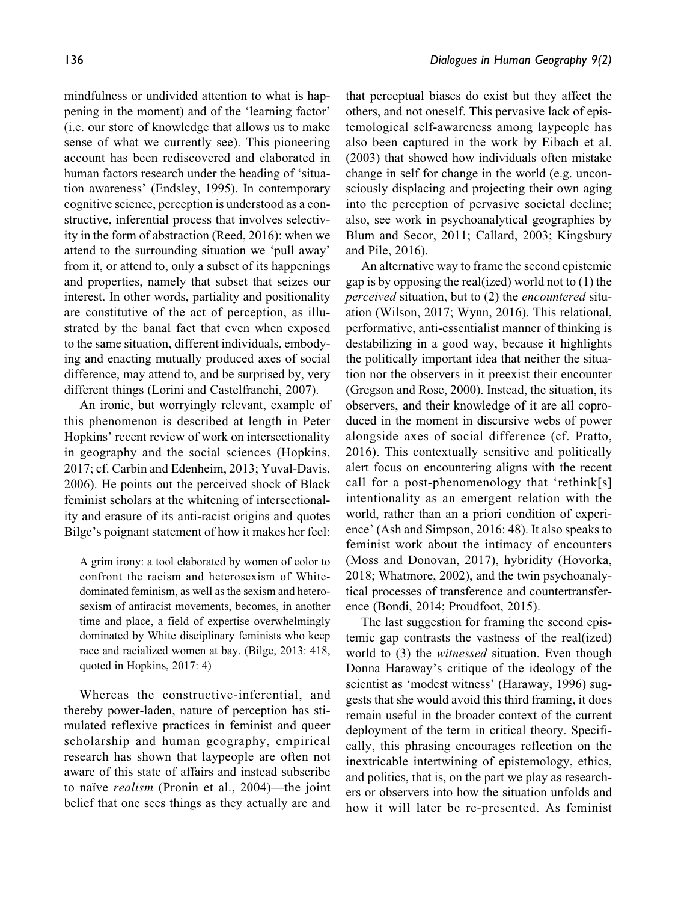mindfulness or undivided attention to what is happening in the moment) and of the 'learning factor' (i.e. our store of knowledge that allows us to make sense of what we currently see). This pioneering account has been rediscovered and elaborated in human factors research under the heading of 'situation awareness' (Endsley, 1995). In contemporary cognitive science, perception is understood as a constructive, inferential process that involves selectivity in the form of abstraction (Reed, 2016): when we attend to the surrounding situation we 'pull away' from it, or attend to, only a subset of its happenings and properties, namely that subset that seizes our interest. In other words, partiality and positionality are constitutive of the act of perception, as illustrated by the banal fact that even when exposed to the same situation, different individuals, embodying and enacting mutually produced axes of social difference, may attend to, and be surprised by, very different things (Lorini and Castelfranchi, 2007).

An ironic, but worryingly relevant, example of this phenomenon is described at length in Peter Hopkins' recent review of work on intersectionality in geography and the social sciences (Hopkins, 2017; cf. Carbin and Edenheim, 2013; Yuval-Davis, 2006). He points out the perceived shock of Black feminist scholars at the whitening of intersectionality and erasure of its anti-racist origins and quotes Bilge's poignant statement of how it makes her feel:

> A grim irony: a tool elaborated by women of color to confront the racism and heterosexism of White-dominated feminism, as well as the sexism and heterosexism of antiracist movements, becomes, in another time and place, a field of expertise overwhelmingly dominated by White disciplinary feminists who keep race and racialized women at bay. (Bilge, 2013: 418, quoted in Hopkins, 2017: 4)

Whereas the constructive-inferential, and thereby power-laden, nature of perception has stimulated reflexive practices in feminist and queer scholarship and human geography, empirical research has shown that laypeople are often not aware of this state of affairs and instead subscribe to naïve *realism* (Pronin et al., 2004)—the joint belief that one sees things as they actually are and that perceptual biases do exist but they affect the others, and not oneself. This pervasive lack of epistemological self-awareness among laypeople has also been captured in the work by Eibach et al. (2003) that showed how individuals often mistake change in self for change in the world (e.g. unconsciously displacing and projecting their own aging into the perception of pervasive societal decline; also, see work in psychoanalytical geographies by Blum and Secor, 2011; Callard, 2003; Kingsbury and Pile, 2016).

An alternative way to frame the second epistemic gap is by opposing the real(ized) world not to (1) the *perceived* situation, but to (2) the *encountered* situation (Wilson, 2017; Wynn, 2016). This relational, performative, anti-essentialist manner of thinking is destabilizing in a good way, because it highlights the politically important idea that neither the situation nor the observers in it preexist their encounter (Gregson and Rose, 2000). Instead, the situation, its observers, and their knowledge of it are all coproduced in the moment in discursive webs of power alongside axes of social difference (cf. Pratto, 2016). This contextually sensitive and politically alert focus on encountering aligns with the recent call for a post-phenomenology that 'rethink[s] intentionality as an emergent relation with the world, rather than an a priori condition of experience' (Ash and Simpson, 2016: 48). It also speaks to feminist work about the intimacy of encounters (Moss and Donovan, 2017), hybridity (Hovorka, 2018; Whatmore, 2002), and the twin psychoanalytical processes of transference and countertransference (Bondi, 2014; Proudfoot, 2015).

The last suggestion for framing the second epistemic gap contrasts the vastness of the real(ized) world to (3) the *witnessed* situation. Even though Donna Haraway's critique of the ideology of the scientist as 'modest witness' (Haraway, 1996) suggests that she would avoid this third framing, it does remain useful in the broader context of the current deployment of the term in critical theory. Specifically, this phrasing encourages reflection on the inextricable intertwining of epistemology, ethics, and politics, that is, on the part we play as researchers or observers into how the situation unfolds and how it will later be re-presented. As feminist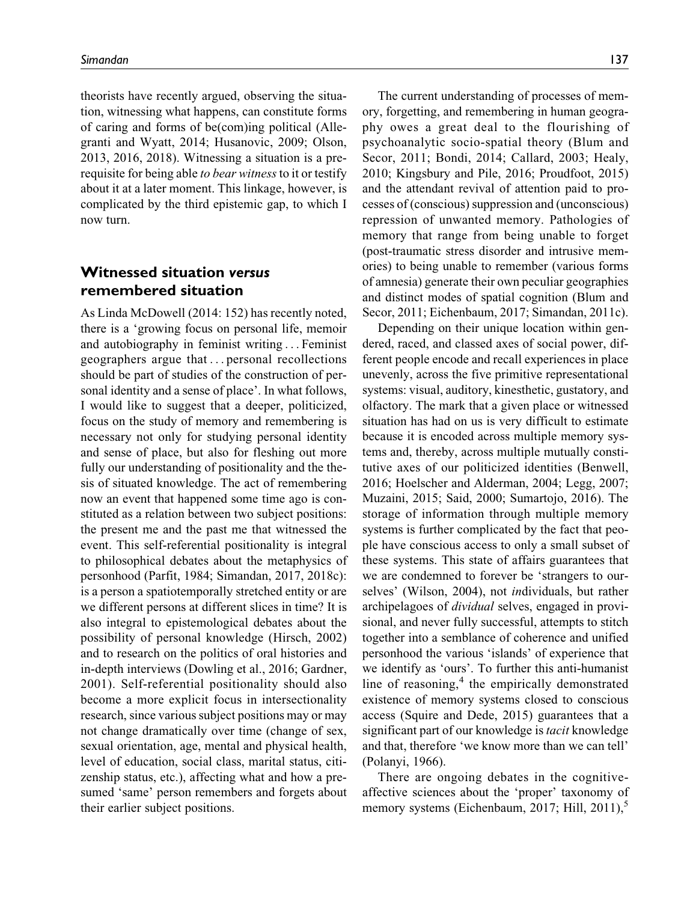theorists have recently argued, observing the situation, witnessing what happens, can constitute forms of caring and forms of be(com)ing political (Allegranti and Wyatt, 2014; Husanovic, 2009; Olson, 2013, 2016, 2018). Witnessing a situation is a prerequisite for being able *to bear witness* to it or testify about it at a later moment. This linkage, however, is complicated by the third epistemic gap, to which I now turn.

## Witnessed situation *versus* remembered situation

As Linda McDowell (2014: 152) has recently noted, there is a 'growing focus on personal life, memoir and autobiography in feminist writing . . . Feminist geographers argue that . . . personal recollections should be part of studies of the construction of personal identity and a sense of place'. In what follows, I would like to suggest that a deeper, politicized, focus on the study of memory and remembering is necessary not only for studying personal identity and sense of place, but also for fleshing out more fully our understanding of positionality and the thesis of situated knowledge. The act of remembering now an event that happened some time ago is constituted as a relation between two subject positions: the present me and the past me that witnessed the event. This self-referential positionality is integral to philosophical debates about the metaphysics of personhood (Parfit, 1984; Simandan, 2017, 2018c): is a person a spatiotemporally stretched entity or are we different persons at different slices in time? It is also integral to epistemological debates about the possibility of personal knowledge (Hirsch, 2002) and to research on the politics of oral histories and in-depth interviews (Dowling et al., 2016; Gardner, 2001). Self-referential positionality should also become a more explicit focus in intersectionality research, since various subject positions may or may not change dramatically over time (change of sex, sexual orientation, age, mental and physical health, level of education, social class, marital status, citizenship status, etc.), affecting what and how a presumed 'same' person remembers and forgets about their earlier subject positions.

The current understanding of processes of memory, forgetting, and remembering in human geography owes a great deal to the flourishing of psychoanalytic socio-spatial theory (Blum and Secor, 2011; Bondi, 2014; Callard, 2003; Healy, 2010; Kingsbury and Pile, 2016; Proudfoot, 2015) and the attendant revival of attention paid to processes of (conscious) suppression and (unconscious) repression of unwanted memory. Pathologies of memory that range from being unable to forget (post-traumatic stress disorder and intrusive memories) to being unable to remember (various forms of amnesia) generate their own peculiar geographies and distinct modes of spatial cognition (Blum and Secor, 2011; Eichenbaum, 2017; Simandan, 2011c).

Depending on their unique location within gendered, raced, and classed axes of social power, different people encode and recall experiences in place unevenly, across the five primitive representational systems: visual, auditory, kinesthetic, gustatory, and olfactory. The mark that a given place or witnessed situation has had on us is very difficult to estimate because it is encoded across multiple memory systems and, thereby, across multiple mutually constitutive axes of our politicized identities (Benwell, 2016; Hoelscher and Alderman, 2004; Legg, 2007; Muzaini, 2015; Said, 2000; Sumartojo, 2016). The storage of information through multiple memory systems is further complicated by the fact that people have conscious access to only a small subset of these systems. This state of affairs guarantees that we are condemned to forever be 'strangers to ourselves' (Wilson, 2004), not *in*dividuals, but rather archipelagoes of *dividual* selves, engaged in provisional, and never fully successful, attempts to stitch together into a semblance of coherence and unified personhood the various 'islands' of experience that we identify as 'ours'. To further this anti-humanist line of reasoning,[4] the empirically demonstrated existence of memory systems closed to conscious access (Squire and Dede, 2015) guarantees that a significant part of our knowledge is *tacit* knowledge and that, therefore 'we know more than we can tell' (Polanyi, 1966).

There are ongoing debates in the cognitive-affective sciences about the 'proper' taxonomy of memory systems (Eichenbaum, 2017; Hill, 2011),[5]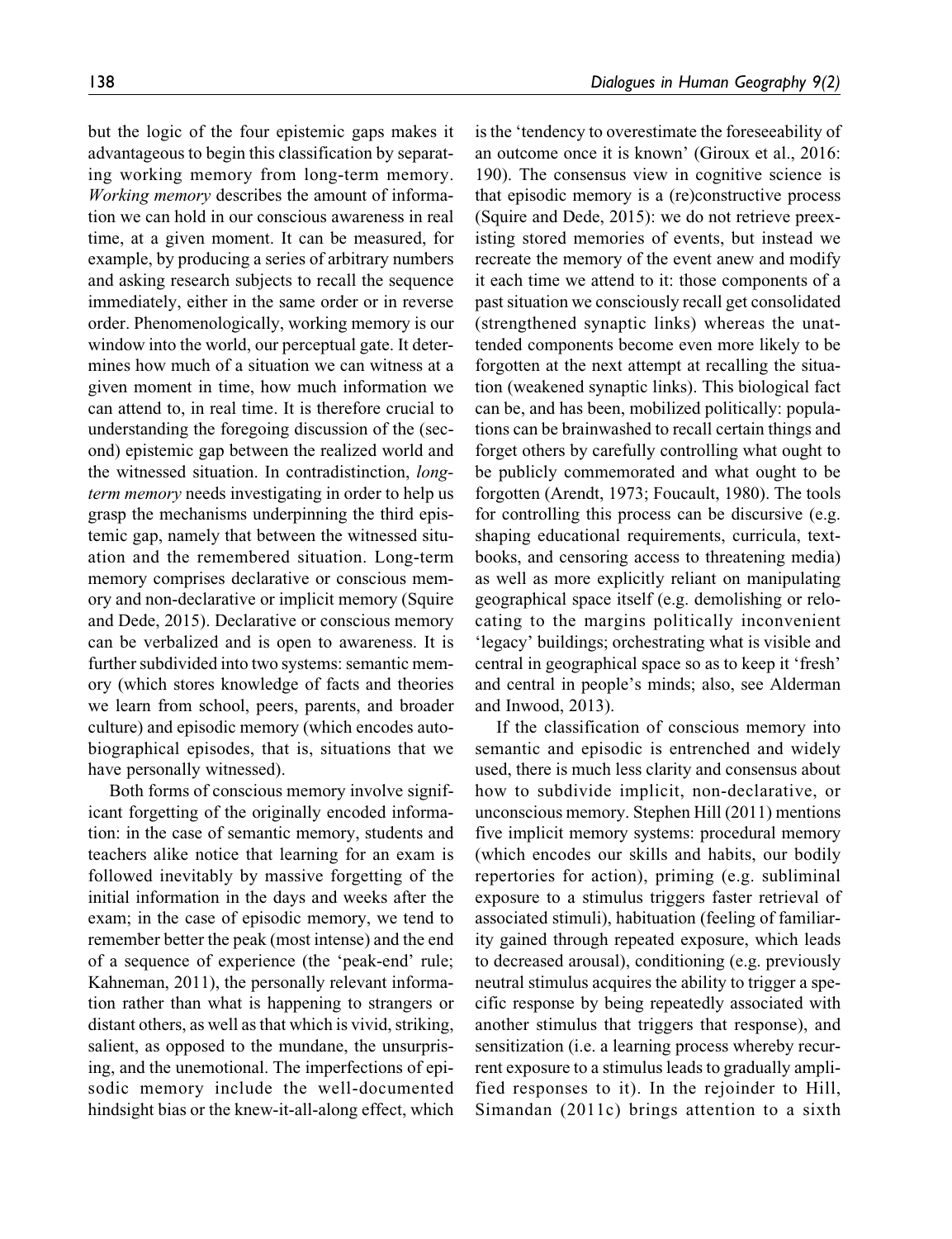but the logic of the four epistemic gaps makes it advantageous to begin this classification by separating working memory from long-term memory. *Working memory* describes the amount of information we can hold in our conscious awareness in real time, at a given moment. It can be measured, for example, by producing a series of arbitrary numbers and asking research subjects to recall the sequence immediately, either in the same order or in reverse order. Phenomenologically, working memory is our window into the world, our perceptual gate. It determines how much of a situation we can witness at a given moment in time, how much information we can attend to, in real time. It is therefore crucial to understanding the foregoing discussion of the (second) epistemic gap between the realized world and the witnessed situation. In contradistinction, *long-term memory* needs investigating in order to help us grasp the mechanisms underpinning the third epistemic gap, namely that between the witnessed situation and the remembered situation. Long-term memory comprises declarative or conscious memory and non-declarative or implicit memory (Squire and Dede, 2015). Declarative or conscious memory can be verbalized and is open to awareness. It is further subdivided into two systems: semantic memory (which stores knowledge of facts and theories we learn from school, peers, parents, and broader culture) and episodic memory (which encodes autobiographical episodes, that is, situations that we have personally witnessed).

Both forms of conscious memory involve significant forgetting of the originally encoded information: in the case of semantic memory, students and teachers alike notice that learning for an exam is followed inevitably by massive forgetting of the initial information in the days and weeks after the exam; in the case of episodic memory, we tend to remember better the peak (most intense) and the end of a sequence of experience (the 'peak-end' rule; Kahneman, 2011), the personally relevant information rather than what is happening to strangers or distant others, as well as that which is vivid, striking, salient, as opposed to the mundane, the unsurprising, and the unemotional. The imperfections of episodic memory include the well-documented hindsight bias or the knew-it-all-along effect, which is the 'tendency to overestimate the foreseeability of an outcome once it is known' (Giroux et al., 2016: 190). The consensus view in cognitive science is that episodic memory is a (re)constructive process (Squire and Dede, 2015): we do not retrieve preexisting stored memories of events, but instead we recreate the memory of the event anew and modify it each time we attend to it: those components of a past situation we consciously recall get consolidated (strengthened synaptic links) whereas the unattended components become even more likely to be forgotten at the next attempt at recalling the situation (weakened synaptic links). This biological fact can be, and has been, mobilized politically: populations can be brainwashed to recall certain things and forget others by carefully controlling what ought to be publicly commemorated and what ought to be forgotten (Arendt, 1973; Foucault, 1980). The tools for controlling this process can be discursive (e.g. shaping educational requirements, curricula, textbooks, and censoring access to threatening media) as well as more explicitly reliant on manipulating geographical space itself (e.g. demolishing or relocating to the margins politically inconvenient 'legacy' buildings; orchestrating what is visible and central in geographical space so as to keep it 'fresh' and central in people's minds; also, see Alderman and Inwood, 2013).

If the classification of conscious memory into semantic and episodic is entrenched and widely used, there is much less clarity and consensus about how to subdivide implicit, non-declarative, or unconscious memory. Stephen Hill (2011) mentions five implicit memory systems: procedural memory (which encodes our skills and habits, our bodily repertories for action), priming (e.g. subliminal exposure to a stimulus triggers faster retrieval of associated stimuli), habituation (feeling of familiarity gained through repeated exposure, which leads to decreased arousal), conditioning (e.g. previously neutral stimulus acquires the ability to trigger a specific response by being repeatedly associated with another stimulus that triggers that response), and sensitization (i.e. a learning process whereby recurrent exposure to a stimulus leads to gradually amplified responses to it). In the rejoinder to Hill, Simandan (2011c) brings attention to a sixth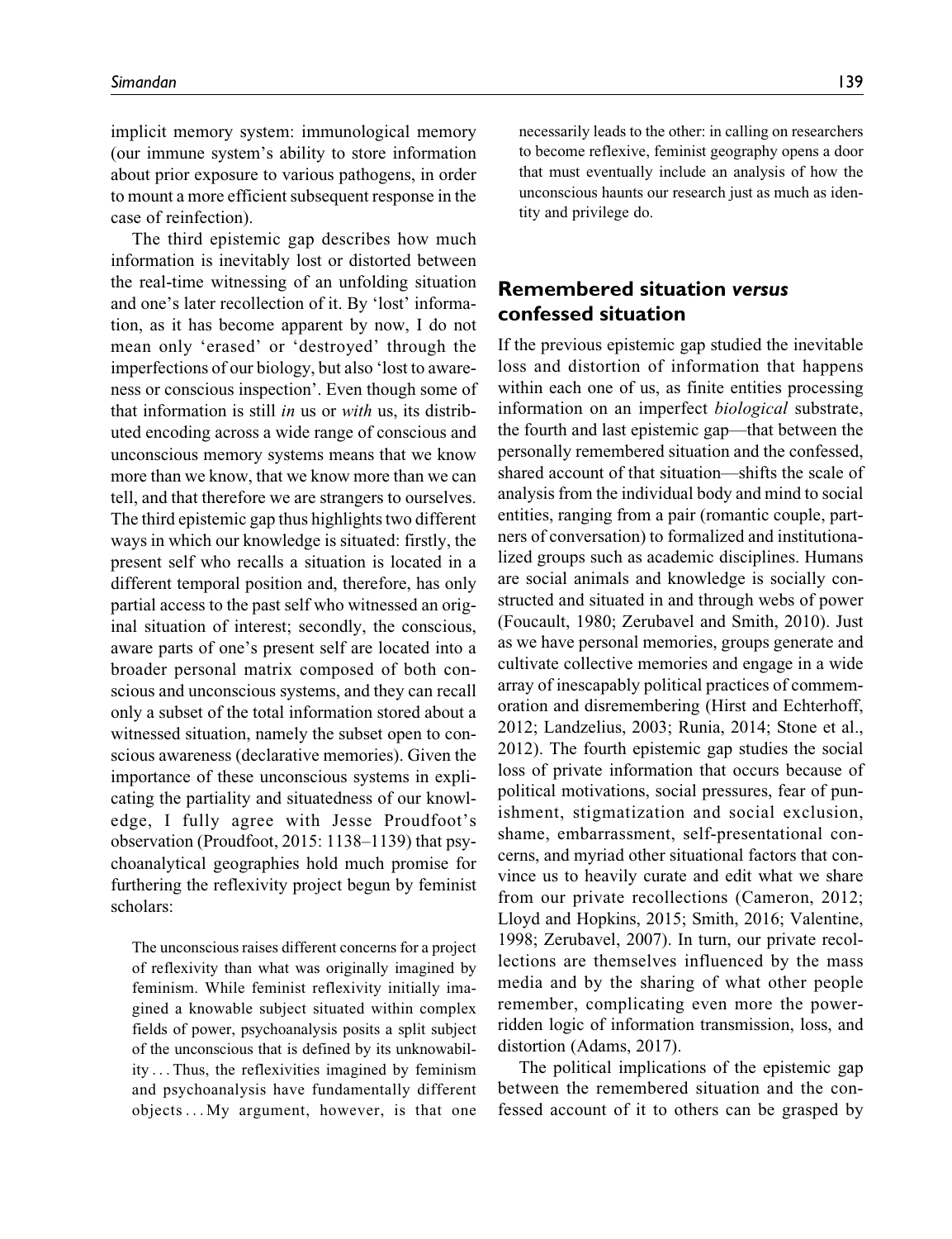implicit memory system: immunological memory (our immune system's ability to store information about prior exposure to various pathogens, in order to mount a more efficient subsequent response in the case of reinfection).

The third epistemic gap describes how much information is inevitably lost or distorted between the real-time witnessing of an unfolding situation and one's later recollection of it. By 'lost' information, as it has become apparent by now, I do not mean only 'erased' or 'destroyed' through the imperfections of our biology, but also 'lost to awareness or conscious inspection'. Even though some of that information is still *in* us or *with* us, its distributed encoding across a wide range of conscious and unconscious memory systems means that we know more than we know, that we know more than we can tell, and that therefore we are strangers to ourselves. The third epistemic gap thus highlights two different ways in which our knowledge is situated: firstly, the present self who recalls a situation is located in a different temporal position and, therefore, has only partial access to the past self who witnessed an original situation of interest; secondly, the conscious, aware parts of one's present self are located into a broader personal matrix composed of both conscious and unconscious systems, and they can recall only a subset of the total information stored about a witnessed situation, namely the subset open to conscious awareness (declarative memories). Given the importance of these unconscious systems in explicating the partiality and situatedness of our knowledge, I fully agree with Jesse Proudfoot's observation (Proudfoot, 2015: 1138–1139) that psychoanalytical geographies hold much promise for furthering the reflexivity project begun by feminist scholars:

> The unconscious raises different concerns for a project of reflexivity than what was originally imagined by feminism. While feminist reflexivity initially imagined a knowable subject situated within complex fields of power, psychoanalysis posits a split subject of the unconscious that is defined by its unknowability . . . Thus, the reflexivities imagined by feminism and psychoanalysis have fundamentally different objects . . . My argument, however, is that one necessarily leads to the other: in calling on researchers to become reflexive, feminist geography opens a door that must eventually include an analysis of how the unconscious haunts our research just as much as identity and privilege do.

## Remembered situation *versus* confessed situation

If the previous epistemic gap studied the inevitable loss and distortion of information that happens within each one of us, as finite entities processing information on an imperfect *biological* substrate, the fourth and last epistemic gap—that between the personally remembered situation and the confessed, shared account of that situation—shifts the scale of analysis from the individual body and mind to social entities, ranging from a pair (romantic couple, partners of conversation) to formalized and institutionalized groups such as academic disciplines. Humans are social animals and knowledge is socially constructed and situated in and through webs of power (Foucault, 1980; Zerubavel and Smith, 2010). Just as we have personal memories, groups generate and cultivate collective memories and engage in a wide array of inescapably political practices of commemoration and disremembering (Hirst and Echterhoff, 2012; Landzelius, 2003; Runia, 2014; Stone et al., 2012). The fourth epistemic gap studies the social loss of private information that occurs because of political motivations, social pressures, fear of punishment, stigmatization and social exclusion, shame, embarrassment, self-presentational concerns, and myriad other situational factors that convince us to heavily curate and edit what we share from our private recollections (Cameron, 2012; Lloyd and Hopkins, 2015; Smith, 2016; Valentine, 1998; Zerubavel, 2007). In turn, our private recollections are themselves influenced by the mass media and by the sharing of what other people remember, complicating even more the power-ridden logic of information transmission, loss, and distortion (Adams, 2017).

The political implications of the epistemic gap between the remembered situation and the confessed account of it to others can be grasped by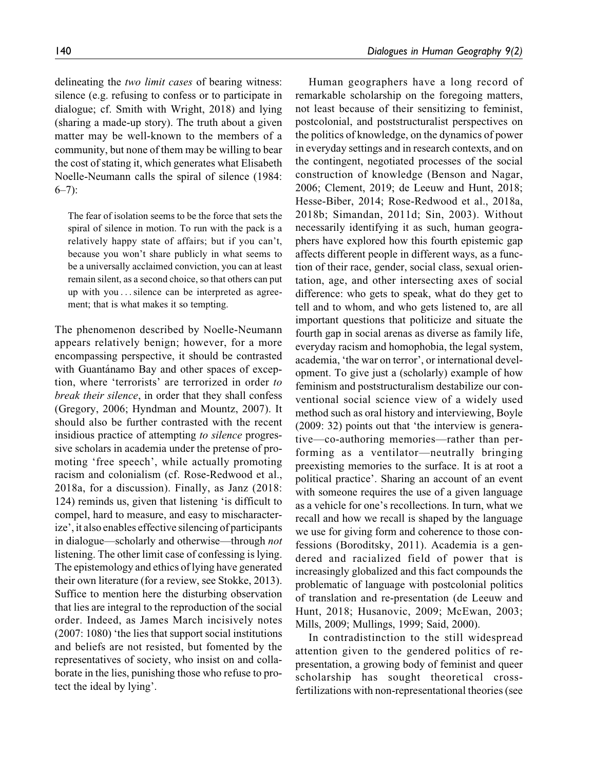delineating the *two limit cases* of bearing witness: silence (e.g. refusing to confess or to participate in dialogue; cf. Smith with Wright, 2018) and lying (sharing a made-up story). The truth about a given matter may be well-known to the members of a community, but none of them may be willing to bear the cost of stating it, which generates what Elisabeth Noelle-Neumann calls the spiral of silence (1984: 6–7):

> The fear of isolation seems to be the force that sets the spiral of silence in motion. To run with the pack is a relatively happy state of affairs; but if you can't, because you won't share publicly in what seems to be a universally acclaimed conviction, you can at least remain silent, as a second choice, so that others can put up with you . . . silence can be interpreted as agreement; that is what makes it so tempting.

The phenomenon described by Noelle-Neumann appears relatively benign; however, for a more encompassing perspective, it should be contrasted with Guantánamo Bay and other spaces of exception, where 'terrorists' are terrorized in order *to break their silence*, in order that they shall confess (Gregory, 2006; Hyndman and Mountz, 2007). It should also be further contrasted with the recent insidious practice of attempting *to silence* progressive scholars in academia under the pretense of promoting 'free speech', while actually promoting racism and colonialism (cf. Rose-Redwood et al., 2018a, for a discussion). Finally, as Janz (2018: 124) reminds us, given that listening 'is difficult to compel, hard to measure, and easy to mischaracterize', it also enables effective silencing of participants in dialogue—scholarly and otherwise—through *not* listening. The other limit case of confessing is lying. The epistemology and ethics of lying have generated their own literature (for a review, see Stokke, 2013). Suffice to mention here the disturbing observation that lies are integral to the reproduction of the social order. Indeed, as James March incisively notes (2007: 1080) 'the lies that support social institutions and beliefs are not resisted, but fomented by the representatives of society, who insist on and collaborate in the lies, punishing those who refuse to protect the ideal by lying'.

Human geographers have a long record of remarkable scholarship on the foregoing matters, not least because of their sensitizing to feminist, postcolonial, and poststructuralist perspectives on the politics of knowledge, on the dynamics of power in everyday settings and in research contexts, and on the contingent, negotiated processes of the social construction of knowledge (Benson and Nagar, 2006; Clement, 2019; de Leeuw and Hunt, 2018; Hesse-Biber, 2014; Rose-Redwood et al., 2018a, 2018b; Simandan, 2011d; Sin, 2003). Without necessarily identifying it as such, human geographers have explored how this fourth epistemic gap affects different people in different ways, as a function of their race, gender, social class, sexual orientation, age, and other intersecting axes of social difference: who gets to speak, what do they get to tell and to whom, and who gets listened to, are all important questions that politicize and situate the fourth gap in social arenas as diverse as family life, everyday racism and homophobia, the legal system, academia, 'the war on terror', or international development. To give just a (scholarly) example of how feminism and poststructuralism destabilize our conventional social science view of a widely used method such as oral history and interviewing, Boyle (2009: 32) points out that 'the interview is generative—co-authoring memories—rather than performing as a ventilator—neutrally bringing preexisting memories to the surface. It is at root a political practice'. Sharing an account of an event with someone requires the use of a given language as a vehicle for one's recollections. In turn, what we recall and how we recall is shaped by the language we use for giving form and coherence to those confessions (Boroditsky, 2011). Academia is a gendered and racialized field of power that is increasingly globalized and this fact compounds the problematic of language with postcolonial politics of translation and re-presentation (de Leeuw and Hunt, 2018; Husanovic, 2009; McEwan, 2003; Mills, 2009; Mullings, 1999; Said, 2000).

In contradistinction to the still widespread attention given to the gendered politics of re-presentation, a growing body of feminist and queer scholarship has sought theoretical cross-fertilizations with non-representational theories (see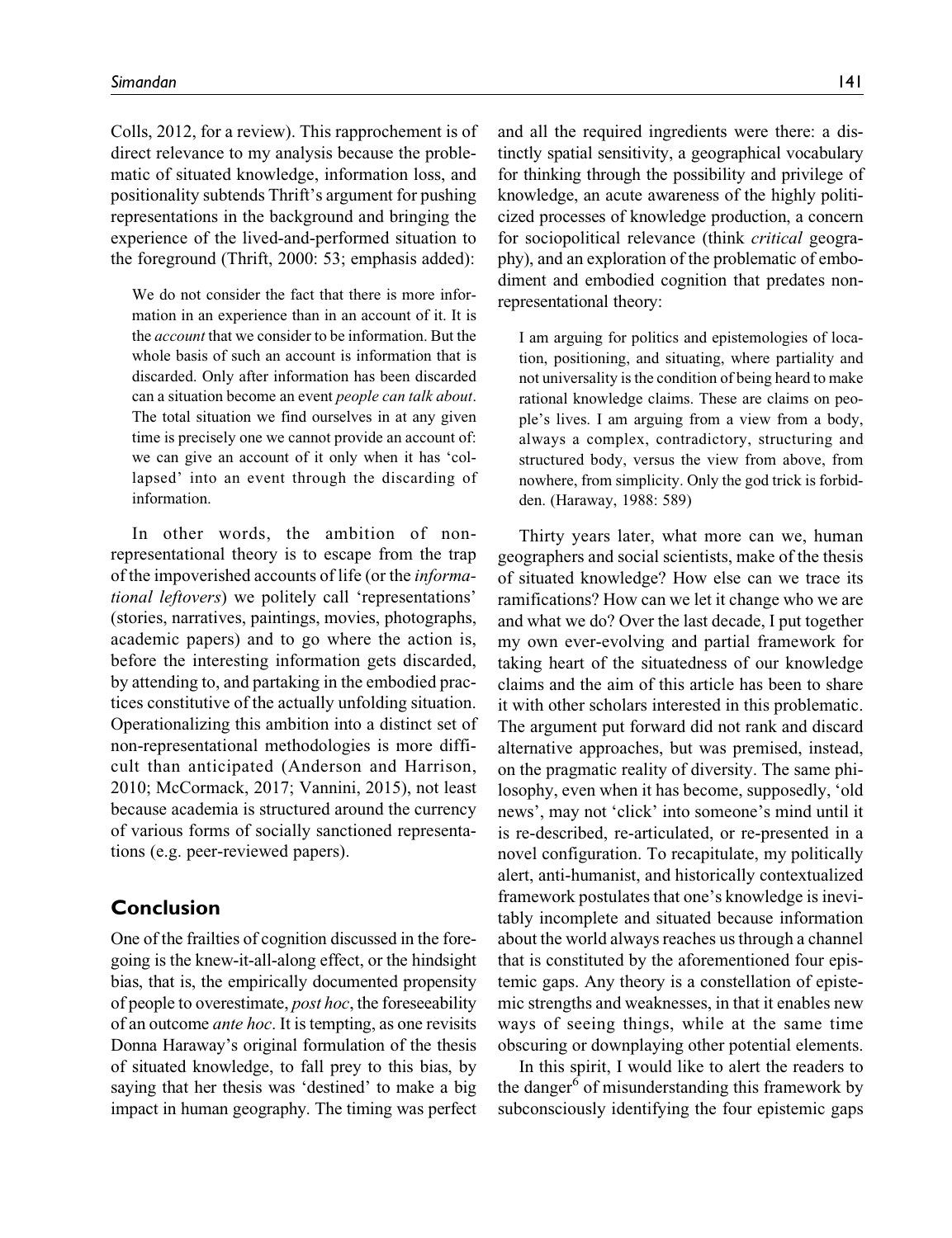Colls, 2012, for a review). This rapprochement is of direct relevance to my analysis because the problematic of situated knowledge, information loss, and positionality subtends Thrift's argument for pushing representations in the background and bringing the experience of the lived-and-performed situation to the foreground (Thrift, 2000: 53; emphasis added):

> We do not consider the fact that there is more information in an experience than in an account of it. It is the *account* that we consider to be information. But the whole basis of such an account is information that is discarded. Only after information has been discarded can a situation become an event *people can talk about*. The total situation we find ourselves in at any given time is precisely one we cannot provide an account of: we can give an account of it only when it has 'collapsed' into an event through the discarding of information.

In other words, the ambition of non-representational theory is to escape from the trap of the impoverished accounts of life (or the *informational leftovers*) we politely call 'representations' (stories, narratives, paintings, movies, photographs, academic papers) and to go where the action is, before the interesting information gets discarded, by attending to, and partaking in the embodied practices constitutive of the actually unfolding situation. Operationalizing this ambition into a distinct set of non-representational methodologies is more difficult than anticipated (Anderson and Harrison, 2010; McCormack, 2017; Vannini, 2015), not least because academia is structured around the currency of various forms of socially sanctioned representations (e.g. peer-reviewed papers).

## Conclusion

One of the frailties of cognition discussed in the foregoing is the knew-it-all-along effect, or the hindsight bias, that is, the empirically documented propensity of people to overestimate, *post hoc*, the foreseeability of an outcome *ante hoc*. It is tempting, as one revisits Donna Haraway's original formulation of the thesis of situated knowledge, to fall prey to this bias, by saying that her thesis was 'destined' to make a big impact in human geography. The timing was perfect and all the required ingredients were there: a distinctly spatial sensitivity, a geographical vocabulary for thinking through the possibility and privilege of knowledge, an acute awareness of the highly politicized processes of knowledge production, a concern for sociopolitical relevance (think *critical* geography), and an exploration of the problematic of embodiment and embodied cognition that predates non-representational theory:

> I am arguing for politics and epistemologies of location, positioning, and situating, where partiality and not universality is the condition of being heard to make rational knowledge claims. These are claims on people's lives. I am arguing from a view from a body, always a complex, contradictory, structuring and structured body, versus the view from above, from nowhere, from simplicity. Only the god trick is forbidden. (Haraway, 1988: 589)

Thirty years later, what more can we, human geographers and social scientists, make of the thesis of situated knowledge? How else can we trace its ramifications? How can we let it change who we are and what we do? Over the last decade, I put together my own ever-evolving and partial framework for taking heart of the situatedness of our knowledge claims and the aim of this article has been to share it with other scholars interested in this problematic. The argument put forward did not rank and discard alternative approaches, but was premised, instead, on the pragmatic reality of diversity. The same philosophy, even when it has become, supposedly, 'old news', may not 'click' into someone's mind until it is re-described, re-articulated, or re-presented in a novel configuration. To recapitulate, my politically alert, anti-humanist, and historically contextualized framework postulates that one's knowledge is inevitably incomplete and situated because information about the world always reaches us through a channel that is constituted by the aforementioned four epistemic gaps. Any theory is a constellation of epistemic strengths and weaknesses, in that it enables new ways of seeing things, while at the same time obscuring or downplaying other potential elements.

In this spirit, I would like to alert the readers to the danger[6] of misunderstanding this framework by subconsciously identifying the four epistemic gaps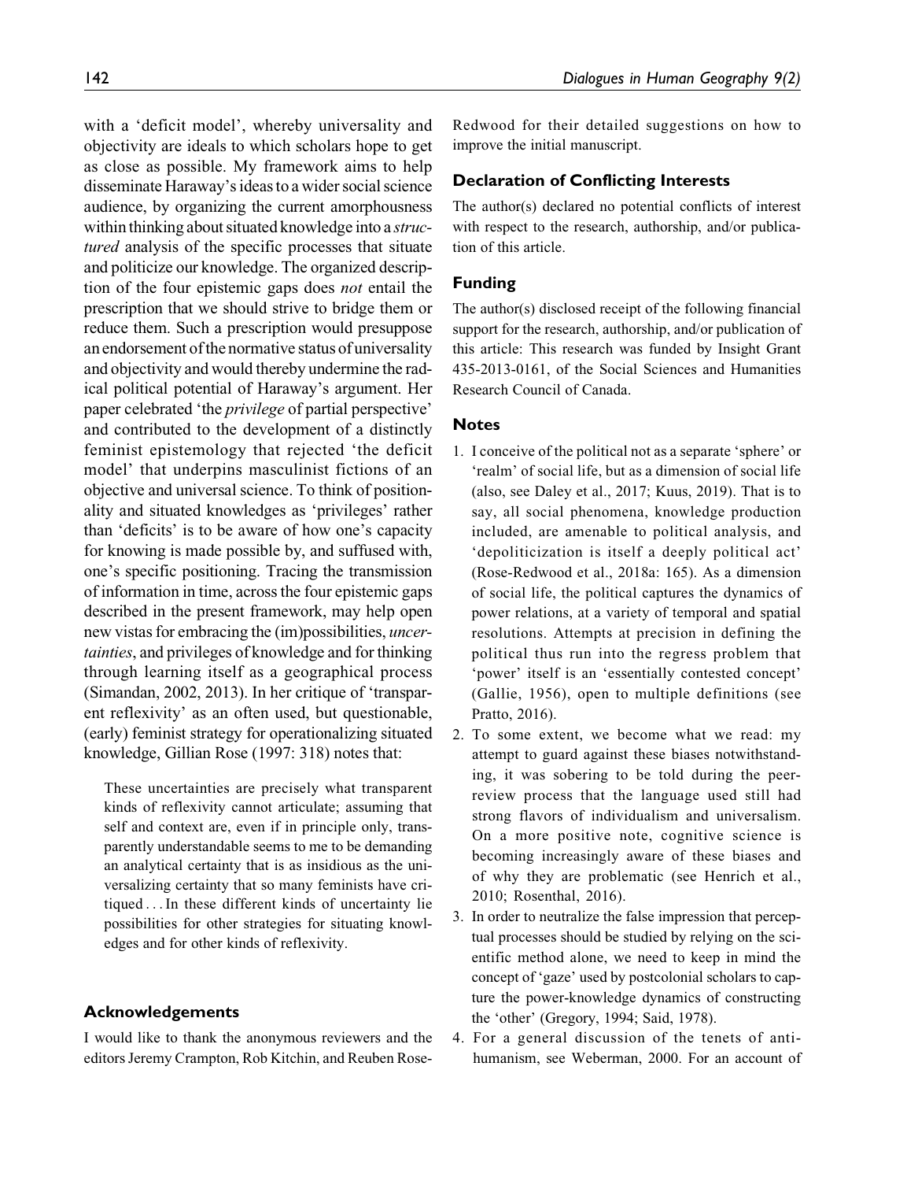with a 'deficit model', whereby universality and objectivity are ideals to which scholars hope to get as close as possible. My framework aims to help disseminate Haraway's ideas to a wider social science audience, by organizing the current amorphousness within thinking about situated knowledge into a *structured* analysis of the specific processes that situate and politicize our knowledge. The organized description of the four epistemic gaps does *not* entail the prescription that we should strive to bridge them or reduce them. Such a prescription would presuppose an endorsement of the normative status of universality and objectivity and would thereby undermine the radical political potential of Haraway's argument. Her paper celebrated 'the *privilege* of partial perspective' and contributed to the development of a distinctly feminist epistemology that rejected 'the deficit model' that underpins masculinist fictions of an objective and universal science. To think of positionality and situated knowledges as 'privileges' rather than 'deficits' is to be aware of how one's capacity for knowing is made possible by, and suffused with, one's specific positioning. Tracing the transmission of information in time, across the four epistemic gaps described in the present framework, may help open new vistas for embracing the (im)possibilities, *uncertainties*, and privileges of knowledge and for thinking through learning itself as a geographical process (Simandan, 2002, 2013). In her critique of 'transparent reflexivity' as an often used, but questionable, (early) feminist strategy for operationalizing situated knowledge, Gillian Rose (1997: 318) notes that:

> These uncertainties are precisely what transparent kinds of reflexivity cannot articulate; assuming that self and context are, even if in principle only, transparently understandable seems to me to be demanding an analytical certainty that is as insidious as the universalizing certainty that so many feminists have critiqued . . . In these different kinds of uncertainty lie possibilities for other strategies for situating knowledges and for other kinds of reflexivity.

## Acknowledgements

I would like to thank the anonymous reviewers and the editors Jeremy Crampton, Rob Kitchin, and Reuben Rose-Redwood for their detailed suggestions on how to improve the initial manuscript.

## Declaration of Conflicting Interests

The author(s) declared no potential conflicts of interest with respect to the research, authorship, and/or publication of this article.

## Funding

The author(s) disclosed receipt of the following financial support for the research, authorship, and/or publication of this article: This research was funded by Insight Grant 435-2013-0161, of the Social Sciences and Humanities Research Council of Canada.

## Notes

1. I conceive of the political not as a separate 'sphere' or 'realm' of social life, but as a dimension of social life (also, see Daley et al., 2017; Kuus, 2019). That is to say, all social phenomena, knowledge production included, are amenable to political analysis, and 'depoliticization is itself a deeply political act' (Rose-Redwood et al., 2018a: 165). As a dimension of social life, the political captures the dynamics of power relations, at a variety of temporal and spatial resolutions. Attempts at precision in defining the political thus run into the regress problem that 'power' itself is an 'essentially contested concept' (Gallie, 1956), open to multiple definitions (see Pratto, 2016).
2. To some extent, we become what we read: my attempt to guard against these biases notwithstanding, it was sobering to be told during the peer-review process that the language used still had strong flavors of individualism and universalism. On a more positive note, cognitive science is becoming increasingly aware of these biases and of why they are problematic (see Henrich et al., 2010; Rosenthal, 2016).
3. In order to neutralize the false impression that perceptual processes should be studied by relying on the scientific method alone, we need to keep in mind the concept of 'gaze' used by postcolonial scholars to capture the power-knowledge dynamics of constructing the 'other' (Gregory, 1994; Said, 1978).
4. For a general discussion of the tenets of anti-humanism, see Weberman, 2000. For an account of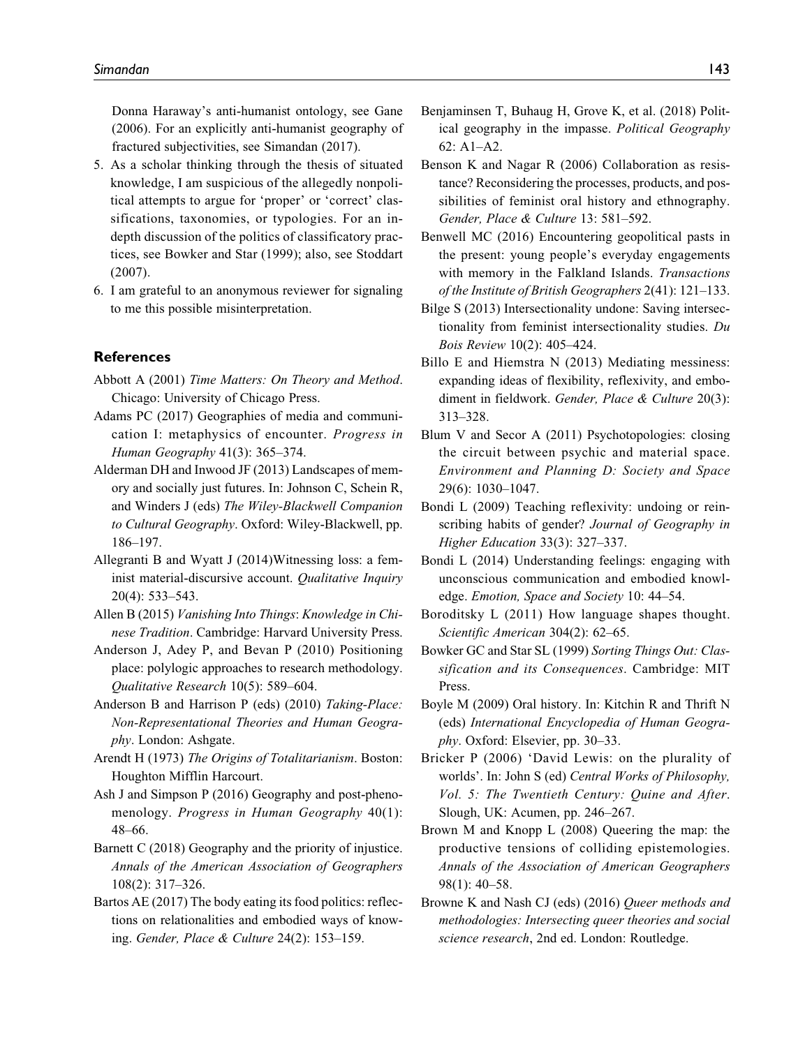Donna Haraway's anti-humanist ontology, see Gane (2006). For an explicitly anti-humanist geography of fractured subjectivities, see Simandan (2017).

5. As a scholar thinking through the thesis of situated knowledge, I am suspicious of the allegedly nonpolitical attempts to argue for 'proper' or 'correct' classifications, taxonomies, or typologies. For an in-depth discussion of the politics of classificatory practices, see Bowker and Star (1999); also, see Stoddart (2007).
6. I am grateful to an anonymous reviewer for signaling to me this possible misinterpretation.

## References

Abbott A (2001) *Time Matters: On Theory and Method*. Chicago: University of Chicago Press.

Adams PC (2017) Geographies of media and communication I: metaphysics of encounter. *Progress in Human Geography* 41(3): 365–374.

Alderman DH and Inwood JF (2013) Landscapes of memory and socially just futures. In: Johnson C, Schein R, and Winders J (eds) *The Wiley-Blackwell Companion to Cultural Geography*. Oxford: Wiley-Blackwell, pp. 186–197.

Allegranti B and Wyatt J (2014)Witnessing loss: a feminist material-discursive account. *Qualitative Inquiry* 20(4): 533–543.

Allen B (2015) *Vanishing Into Things*: *Knowledge in Chinese Tradition*. Cambridge: Harvard University Press.

Anderson J, Adey P, and Bevan P (2010) Positioning place: polylogic approaches to research methodology. *Qualitative Research* 10(5): 589–604.

Anderson B and Harrison P (eds) (2010) *Taking-Place: Non-Representational Theories and Human Geography*. London: Ashgate.

Arendt H (1973) *The Origins of Totalitarianism*. Boston: Houghton Mifflin Harcourt.

Ash J and Simpson P (2016) Geography and post-phenomenology. *Progress in Human Geography* 40(1): 48–66.

Barnett C (2018) Geography and the priority of injustice. *Annals of the American Association of Geographers* 108(2): 317–326.

Bartos AE (2017) The body eating its food politics: reflections on relationalities and embodied ways of knowing. *Gender, Place & Culture* 24(2): 153–159.

Benjaminsen T, Buhaug H, Grove K, et al. (2018) Political geography in the impasse. *Political Geography* 62: A1–A2.

Benson K and Nagar R (2006) Collaboration as resistance? Reconsidering the processes, products, and possibilities of feminist oral history and ethnography. *Gender, Place & Culture* 13: 581–592.

Benwell MC (2016) Encountering geopolitical pasts in the present: young people's everyday engagements with memory in the Falkland Islands. *Transactions of the Institute of British Geographers* 2(41): 121–133.

Bilge S (2013) Intersectionality undone: Saving intersectionality from feminist intersectionality studies. *Du Bois Review* 10(2): 405–424.

Billo E and Hiemstra N (2013) Mediating messiness: expanding ideas of flexibility, reflexivity, and embodiment in fieldwork. *Gender, Place & Culture* 20(3): 313–328.

Blum V and Secor A (2011) Psychotopologies: closing the circuit between psychic and material space. *Environment and Planning D: Society and Space* 29(6): 1030–1047.

Bondi L (2009) Teaching reflexivity: undoing or reinscribing habits of gender? *Journal of Geography in Higher Education* 33(3): 327–337.

Bondi L (2014) Understanding feelings: engaging with unconscious communication and embodied knowledge. *Emotion, Space and Society* 10: 44–54.

Boroditsky L (2011) How language shapes thought. *Scientific American* 304(2): 62–65.

Bowker GC and Star SL (1999) *Sorting Things Out: Classification and its Consequences*. Cambridge: MIT Press.

Boyle M (2009) Oral history. In: Kitchin R and Thrift N (eds) *International Encyclopedia of Human Geography*. Oxford: Elsevier, pp. 30–33.

Bricker P (2006) 'David Lewis: on the plurality of worlds'. In: John S (ed) *Central Works of Philosophy, Vol. 5: The Twentieth Century: Quine and After*. Slough, UK: Acumen, pp. 246–267.

Brown M and Knopp L (2008) Queering the map: the productive tensions of colliding epistemologies. *Annals of the Association of American Geographers* 98(1): 40–58.

Browne K and Nash CJ (eds) (2016) *Queer methods and methodologies: Intersecting queer theories and social science research*, 2nd ed. London: Routledge.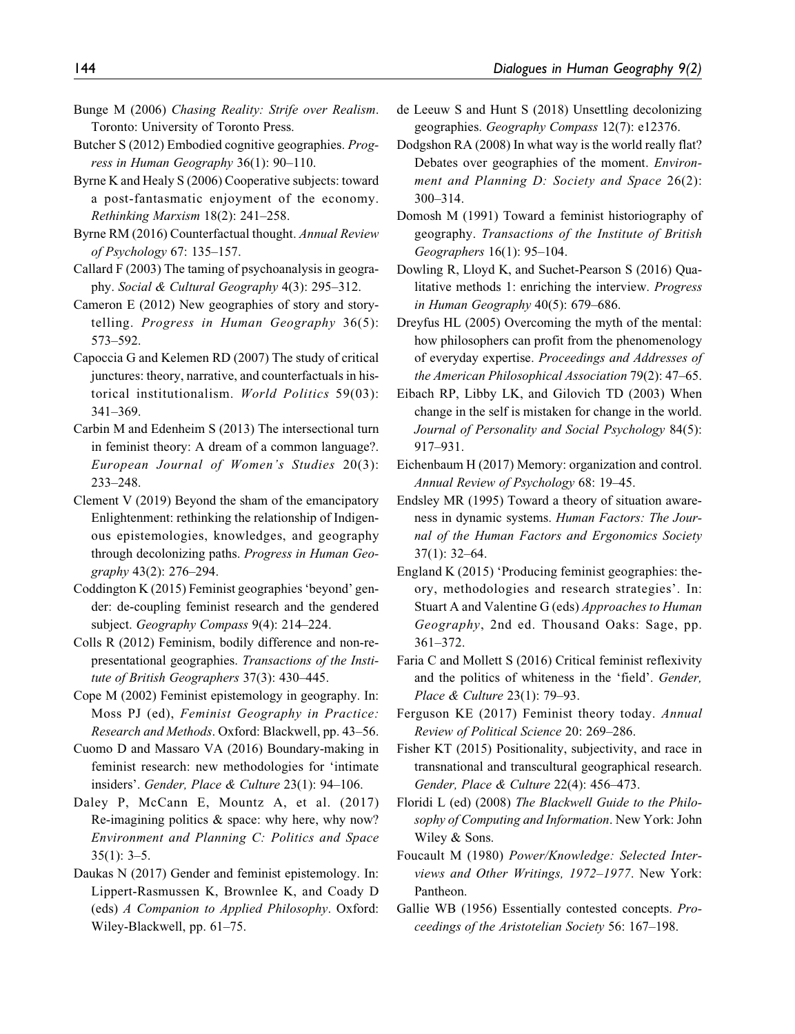Bunge M (2006) *Chasing Reality: Strife over Realism*. Toronto: University of Toronto Press.

Butcher S (2012) Embodied cognitive geographies. *Progress in Human Geography* 36(1): 90–110.

Byrne K and Healy S (2006) Cooperative subjects: toward a post-fantasmatic enjoyment of the economy. *Rethinking Marxism* 18(2): 241–258.

Byrne RM (2016) Counterfactual thought. *Annual Review of Psychology* 67: 135–157.

Callard F (2003) The taming of psychoanalysis in geography. *Social & Cultural Geography* 4(3): 295–312.

Cameron E (2012) New geographies of story and storytelling. *Progress in Human Geography* 36(5): 573–592.

Capoccia G and Kelemen RD (2007) The study of critical junctures: theory, narrative, and counterfactuals in historical institutionalism. *World Politics* 59(03): 341–369.

Carbin M and Edenheim S (2013) The intersectional turn in feminist theory: A dream of a common language?. *European Journal of Women's Studies* 20(3): 233–248.

Clement V (2019) Beyond the sham of the emancipatory Enlightenment: rethinking the relationship of Indigenous epistemologies, knowledges, and geography through decolonizing paths. *Progress in Human Geography* 43(2): 276–294.

Coddington K (2015) Feminist geographies 'beyond' gender: de-coupling feminist research and the gendered subject. *Geography Compass* 9(4): 214–224.

Colls R (2012) Feminism, bodily difference and non-representational geographies. *Transactions of the Institute of British Geographers* 37(3): 430–445.

Cope M (2002) Feminist epistemology in geography. In: Moss PJ (ed), *Feminist Geography in Practice: Research and Methods*. Oxford: Blackwell, pp. 43–56.

Cuomo D and Massaro VA (2016) Boundary-making in feminist research: new methodologies for 'intimate insiders'. *Gender, Place & Culture* 23(1): 94–106.

Daley P, McCann E, Mountz A, et al. (2017) Re-imagining politics & space: why here, why now? *Environment and Planning C: Politics and Space* 35(1): 3–5.

Daukas N (2017) Gender and feminist epistemology. In: Lippert-Rasmussen K, Brownlee K, and Coady D (eds) *A Companion to Applied Philosophy*. Oxford: Wiley-Blackwell, pp. 61–75.

de Leeuw S and Hunt S (2018) Unsettling decolonizing geographies. *Geography Compass* 12(7): e12376.

Dodgshon RA (2008) In what way is the world really flat? Debates over geographies of the moment. *Environment and Planning D: Society and Space* 26(2): 300–314.

Domosh M (1991) Toward a feminist historiography of geography. *Transactions of the Institute of British Geographers* 16(1): 95–104.

Dowling R, Lloyd K, and Suchet-Pearson S (2016) Qualitative methods 1: enriching the interview. *Progress in Human Geography* 40(5): 679–686.

Dreyfus HL (2005) Overcoming the myth of the mental: how philosophers can profit from the phenomenology of everyday expertise. *Proceedings and Addresses of the American Philosophical Association* 79(2): 47–65.

Eibach RP, Libby LK, and Gilovich TD (2003) When change in the self is mistaken for change in the world. *Journal of Personality and Social Psychology* 84(5): 917–931.

Eichenbaum H (2017) Memory: organization and control. *Annual Review of Psychology* 68: 19–45.

Endsley MR (1995) Toward a theory of situation awareness in dynamic systems. *Human Factors: The Journal of the Human Factors and Ergonomics Society* 37(1): 32–64.

England K (2015) 'Producing feminist geographies: theory, methodologies and research strategies'. In: Stuart A and Valentine G (eds) *Approaches to Human Geography*, 2nd ed. Thousand Oaks: Sage, pp. 361–372.

Faria C and Mollett S (2016) Critical feminist reflexivity and the politics of whiteness in the 'field'. *Gender, Place & Culture* 23(1): 79–93.

Ferguson KE (2017) Feminist theory today. *Annual Review of Political Science* 20: 269–286.

Fisher KT (2015) Positionality, subjectivity, and race in transnational and transcultural geographical research. *Gender, Place & Culture* 22(4): 456–473.

Floridi L (ed) (2008) *The Blackwell Guide to the Philosophy of Computing and Information*. New York: John Wiley & Sons.

Foucault M (1980) *Power/Knowledge: Selected Interviews and Other Writings, 1972–1977*. New York: Pantheon.

Gallie WB (1956) Essentially contested concepts. *Proceedings of the Aristotelian Society* 56: 167–198.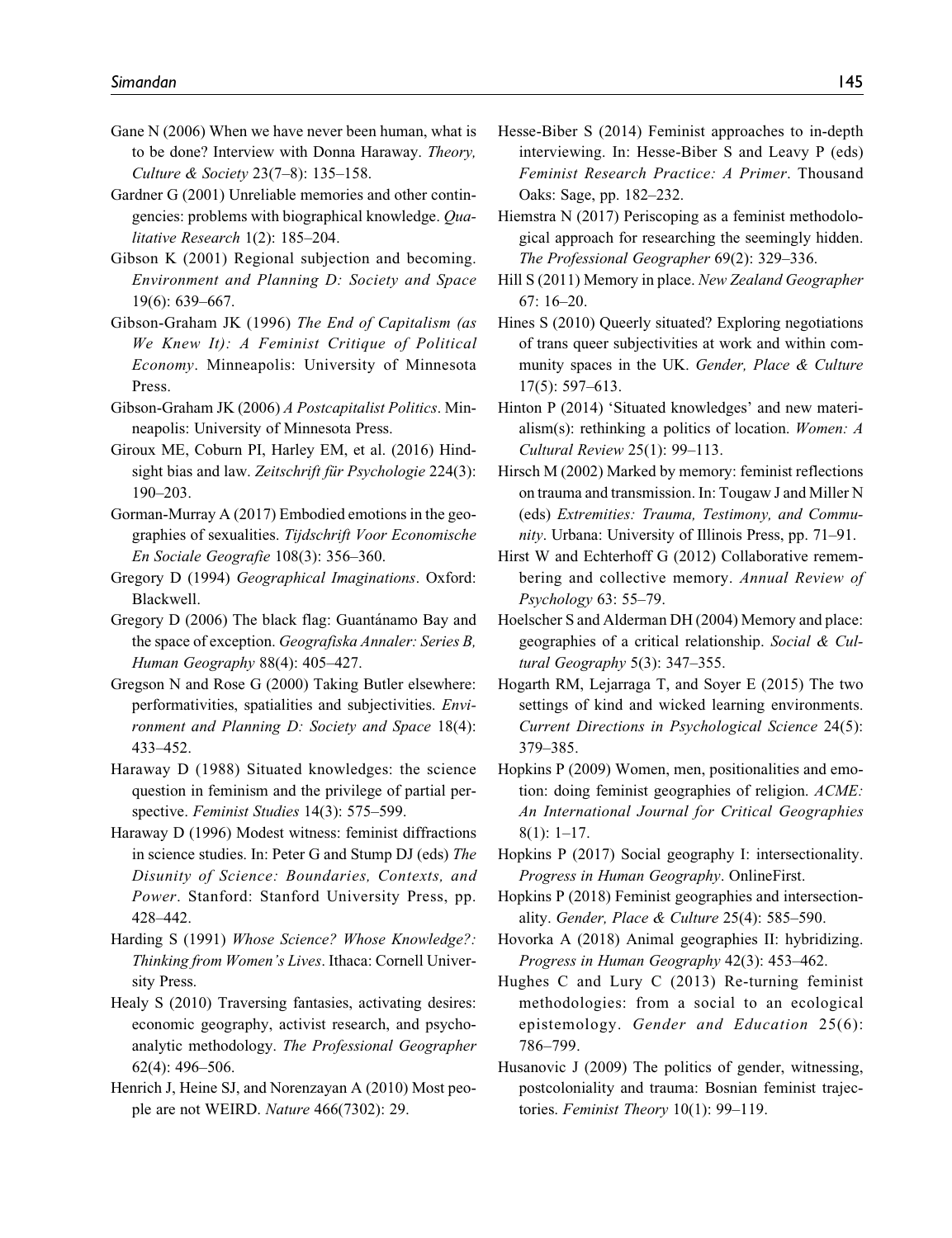Gane N (2006) When we have never been human, what is to be done? Interview with Donna Haraway. *Theory, Culture & Society* 23(7–8): 135–158.

Gardner G (2001) Unreliable memories and other contingencies: problems with biographical knowledge. *Qualitative Research* 1(2): 185–204.

Gibson K (2001) Regional subjection and becoming. *Environment and Planning D: Society and Space* 19(6): 639–667.

Gibson-Graham JK (1996) *The End of Capitalism (as We Knew It): A Feminist Critique of Political Economy*. Minneapolis: University of Minnesota Press.

Gibson-Graham JK (2006) *A Postcapitalist Politics*. Minneapolis: University of Minnesota Press.

Giroux ME, Coburn PI, Harley EM, et al. (2016) Hindsight bias and law. *Zeitschrift für Psychologie* 224(3): 190–203.

Gorman-Murray A (2017) Embodied emotions in the geographies of sexualities. *Tijdschrift Voor Economische En Sociale Geografie* 108(3): 356–360.

Gregory D (1994) *Geographical Imaginations*. Oxford: Blackwell.

Gregory D (2006) The black flag: Guantánamo Bay and the space of exception. *Geografiska Annaler: Series B, Human Geography* 88(4): 405–427.

Gregson N and Rose G (2000) Taking Butler elsewhere: performativities, spatialities and subjectivities. *Environment and Planning D: Society and Space* 18(4): 433–452.

Haraway D (1988) Situated knowledges: the science question in feminism and the privilege of partial perspective. *Feminist Studies* 14(3): 575–599.

Haraway D (1996) Modest witness: feminist diffractions in science studies. In: Peter G and Stump DJ (eds) *The Disunity of Science: Boundaries, Contexts, and Power*. Stanford: Stanford University Press, pp. 428–442.

Harding S (1991) *Whose Science? Whose Knowledge?: Thinking from Women's Lives*. Ithaca: Cornell University Press.

Healy S (2010) Traversing fantasies, activating desires: economic geography, activist research, and psychoanalytic methodology. *The Professional Geographer* 62(4): 496–506.

Henrich J, Heine SJ, and Norenzayan A (2010) Most people are not WEIRD. *Nature* 466(7302): 29.

Hesse-Biber S (2014) Feminist approaches to in-depth interviewing. In: Hesse-Biber S and Leavy P (eds) *Feminist Research Practice: A Primer*. Thousand Oaks: Sage, pp. 182–232.

Hiemstra N (2017) Periscoping as a feminist methodological approach for researching the seemingly hidden. *The Professional Geographer* 69(2): 329–336.

Hill S (2011) Memory in place. *New Zealand Geographer* 67: 16–20.

Hines S (2010) Queerly situated? Exploring negotiations of trans queer subjectivities at work and within community spaces in the UK. *Gender, Place & Culture* 17(5): 597–613.

Hinton P (2014) 'Situated knowledges' and new materialism(s): rethinking a politics of location. *Women: A Cultural Review* 25(1): 99–113.

Hirsch M (2002) Marked by memory: feminist reflections on trauma and transmission. In: Tougaw J and Miller N (eds) *Extremities: Trauma, Testimony, and Community*. Urbana: University of Illinois Press, pp. 71–91.

Hirst W and Echterhoff G (2012) Collaborative remembering and collective memory. *Annual Review of Psychology* 63: 55–79.

Hoelscher S and Alderman DH (2004) Memory and place: geographies of a critical relationship. *Social & Cultural Geography* 5(3): 347–355.

Hogarth RM, Lejarraga T, and Soyer E (2015) The two settings of kind and wicked learning environments. *Current Directions in Psychological Science* 24(5): 379–385.

Hopkins P (2009) Women, men, positionalities and emotion: doing feminist geographies of religion. *ACME: An International Journal for Critical Geographies* 8(1): 1–17.

Hopkins P (2017) Social geography I: intersectionality. *Progress in Human Geography*. OnlineFirst.

Hopkins P (2018) Feminist geographies and intersectionality. *Gender, Place & Culture* 25(4): 585–590.

Hovorka A (2018) Animal geographies II: hybridizing. *Progress in Human Geography* 42(3): 453–462.

Hughes C and Lury C (2013) Re-turning feminist methodologies: from a social to an ecological epistemology. *Gender and Education* 25(6): 786–799.

Husanovic J (2009) The politics of gender, witnessing, postcoloniality and trauma: Bosnian feminist trajectories. *Feminist Theory* 10(1): 99–119.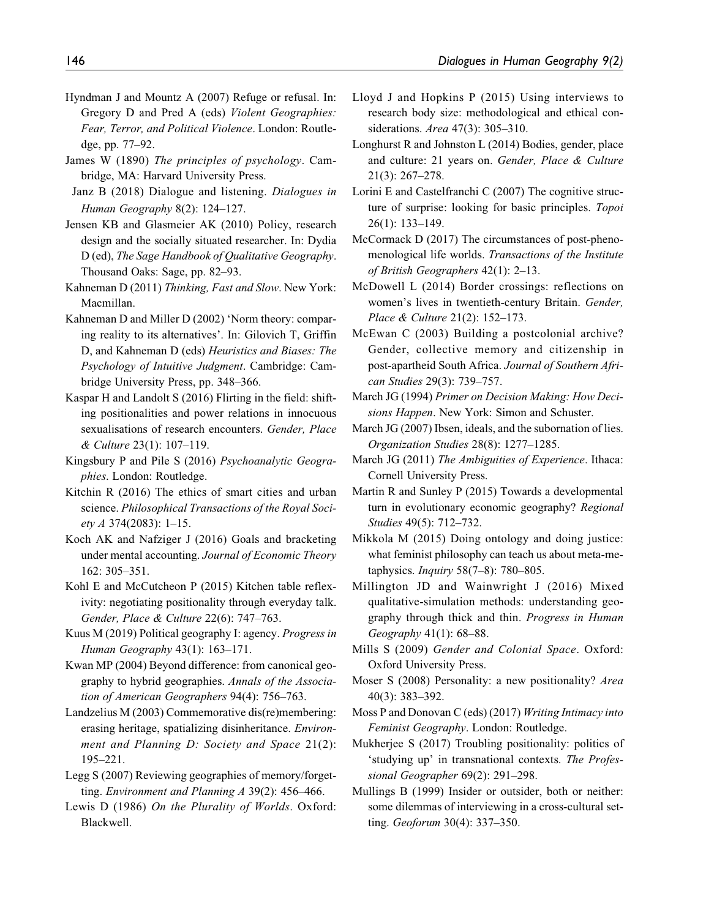Hyndman J and Mountz A (2007) Refuge or refusal. In: Gregory D and Pred A (eds) *Violent Geographies: Fear, Terror, and Political Violence*. London: Routledge, pp. 77–92.

James W (1890) *The principles of psychology*. Cambridge, MA: Harvard University Press.

Janz B (2018) Dialogue and listening. *Dialogues in Human Geography* 8(2): 124–127.

Jensen KB and Glasmeier AK (2010) Policy, research design and the socially situated researcher. In: Dydia D (ed), *The Sage Handbook of Qualitative Geography*. Thousand Oaks: Sage, pp. 82–93.

Kahneman D (2011) *Thinking, Fast and Slow*. New York: Macmillan.

Kahneman D and Miller D (2002) 'Norm theory: comparing reality to its alternatives'. In: Gilovich T, Griffin D, and Kahneman D (eds) *Heuristics and Biases: The Psychology of Intuitive Judgment*. Cambridge: Cambridge University Press, pp. 348–366.

Kaspar H and Landolt S (2016) Flirting in the field: shifting positionalities and power relations in innocuous sexualisations of research encounters. *Gender, Place & Culture* 23(1): 107–119.

Kingsbury P and Pile S (2016) *Psychoanalytic Geographies*. London: Routledge.

Kitchin R (2016) The ethics of smart cities and urban science. *Philosophical Transactions of the Royal Society A* 374(2083): 1–15.

Koch AK and Nafziger J (2016) Goals and bracketing under mental accounting. *Journal of Economic Theory* 162: 305–351.

Kohl E and McCutcheon P (2015) Kitchen table reflexivity: negotiating positionality through everyday talk. *Gender, Place & Culture* 22(6): 747–763.

Kuus M (2019) Political geography I: agency. *Progress in Human Geography* 43(1): 163–171.

Kwan MP (2004) Beyond difference: from canonical geography to hybrid geographies. *Annals of the Association of American Geographers* 94(4): 756–763.

Landzelius M (2003) Commemorative dis(re)membering: erasing heritage, spatializing disinheritance. *Environment and Planning D: Society and Space* 21(2): 195–221.

Legg S (2007) Reviewing geographies of memory/forgetting. *Environment and Planning A* 39(2): 456–466.

Lewis D (1986) *On the Plurality of Worlds*. Oxford: Blackwell.

Lloyd J and Hopkins P (2015) Using interviews to research body size: methodological and ethical considerations. *Area* 47(3): 305–310.

Longhurst R and Johnston L (2014) Bodies, gender, place and culture: 21 years on. *Gender, Place & Culture* 21(3): 267–278.

Lorini E and Castelfranchi C (2007) The cognitive structure of surprise: looking for basic principles. *Topoi* 26(1): 133–149.

McCormack D (2017) The circumstances of post-phenomenological life worlds. *Transactions of the Institute of British Geographers* 42(1): 2–13.

McDowell L (2014) Border crossings: reflections on women's lives in twentieth-century Britain. *Gender, Place & Culture* 21(2): 152–173.

McEwan C (2003) Building a postcolonial archive? Gender, collective memory and citizenship in post-apartheid South Africa. *Journal of Southern African Studies* 29(3): 739–757.

March JG (1994) *Primer on Decision Making: How Decisions Happen*. New York: Simon and Schuster.

March JG (2007) Ibsen, ideals, and the subornation of lies. *Organization Studies* 28(8): 1277–1285.

March JG (2011) *The Ambiguities of Experience*. Ithaca: Cornell University Press.

Martin R and Sunley P (2015) Towards a developmental turn in evolutionary economic geography? *Regional Studies* 49(5): 712–732.

Mikkola M (2015) Doing ontology and doing justice: what feminist philosophy can teach us about meta-metaphysics. *Inquiry* 58(7–8): 780–805.

Millington JD and Wainwright J (2016) Mixed qualitative-simulation methods: understanding geography through thick and thin. *Progress in Human Geography* 41(1): 68–88.

Mills S (2009) *Gender and Colonial Space*. Oxford: Oxford University Press.

Moser S (2008) Personality: a new positionality? *Area* 40(3): 383–392.

Moss P and Donovan C (eds) (2017) *Writing Intimacy into Feminist Geography*. London: Routledge.

Mukherjee S (2017) Troubling positionality: politics of 'studying up' in transnational contexts. *The Professional Geographer* 69(2): 291–298.

Mullings B (1999) Insider or outsider, both or neither: some dilemmas of interviewing in a cross-cultural setting. *Geoforum* 30(4): 337–350.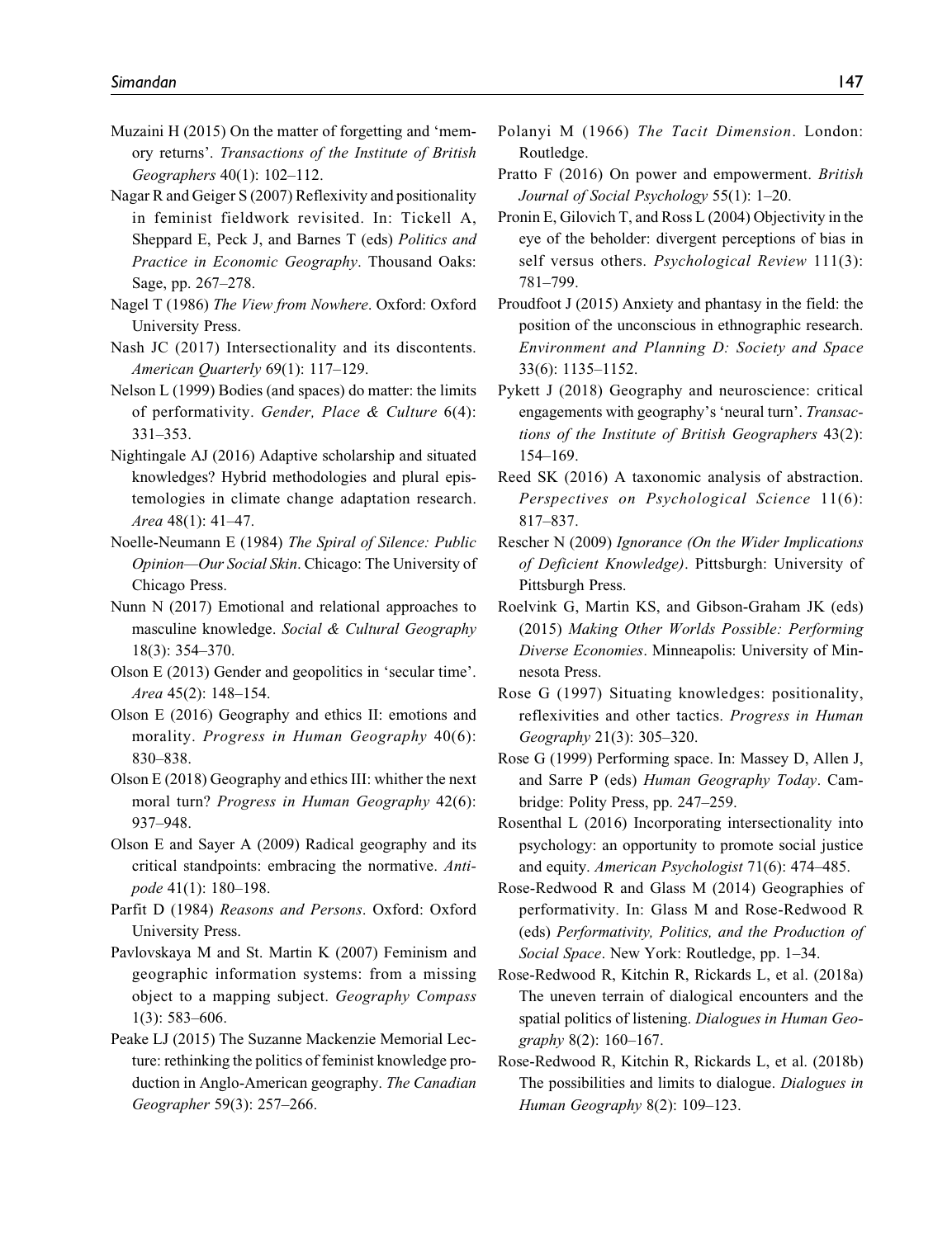Muzaini H (2015) On the matter of forgetting and 'memory returns'. *Transactions of the Institute of British Geographers* 40(1): 102–112.

Nagar R and Geiger S (2007) Reflexivity and positionality in feminist fieldwork revisited. In: Tickell A, Sheppard E, Peck J, and Barnes T (eds) *Politics and Practice in Economic Geography*. Thousand Oaks: Sage, pp. 267–278.

Nagel T (1986) *The View from Nowhere*. Oxford: Oxford University Press.

Nash JC (2017) Intersectionality and its discontents. *American Quarterly* 69(1): 117–129.

Nelson L (1999) Bodies (and spaces) do matter: the limits of performativity. *Gender, Place & Culture* 6(4): 331–353.

Nightingale AJ (2016) Adaptive scholarship and situated knowledges? Hybrid methodologies and plural epistemologies in climate change adaptation research. *Area* 48(1): 41–47.

Noelle-Neumann E (1984) *The Spiral of Silence: Public Opinion—Our Social Skin*. Chicago: The University of Chicago Press.

Nunn N (2017) Emotional and relational approaches to masculine knowledge. *Social & Cultural Geography* 18(3): 354–370.

Olson E (2013) Gender and geopolitics in 'secular time'. *Area* 45(2): 148–154.

Olson E (2016) Geography and ethics II: emotions and morality. *Progress in Human Geography* 40(6): 830–838.

Olson E (2018) Geography and ethics III: whither the next moral turn? *Progress in Human Geography* 42(6): 937–948.

Olson E and Sayer A (2009) Radical geography and its critical standpoints: embracing the normative. *Antipode* 41(1): 180–198.

Parfit D (1984) *Reasons and Persons*. Oxford: Oxford University Press.

Pavlovskaya M and St. Martin K (2007) Feminism and geographic information systems: from a missing object to a mapping subject. *Geography Compass* 1(3): 583–606.

Peake LJ (2015) The Suzanne Mackenzie Memorial Lecture: rethinking the politics of feminist knowledge production in Anglo-American geography. *The Canadian Geographer* 59(3): 257–266.

Polanyi M (1966) *The Tacit Dimension*. London: Routledge.

Pratto F (2016) On power and empowerment. *British Journal of Social Psychology* 55(1): 1–20.

Pronin E, Gilovich T, and Ross L (2004) Objectivity in the eye of the beholder: divergent perceptions of bias in self versus others. *Psychological Review* 111(3): 781–799.

Proudfoot J (2015) Anxiety and phantasy in the field: the position of the unconscious in ethnographic research. *Environment and Planning D: Society and Space* 33(6): 1135–1152.

Pykett J (2018) Geography and neuroscience: critical engagements with geography's 'neural turn'. *Transactions of the Institute of British Geographers* 43(2): 154–169.

Reed SK (2016) A taxonomic analysis of abstraction. *Perspectives on Psychological Science* 11(6): 817–837.

Rescher N (2009) *Ignorance (On the Wider Implications of Deficient Knowledge)*. Pittsburgh: University of Pittsburgh Press.

Roelvink G, Martin KS, and Gibson-Graham JK (eds) (2015) *Making Other Worlds Possible: Performing Diverse Economies*. Minneapolis: University of Minnesota Press.

Rose G (1997) Situating knowledges: positionality, reflexivities and other tactics. *Progress in Human Geography* 21(3): 305–320.

Rose G (1999) Performing space. In: Massey D, Allen J, and Sarre P (eds) *Human Geography Today*. Cambridge: Polity Press, pp. 247–259.

Rosenthal L (2016) Incorporating intersectionality into psychology: an opportunity to promote social justice and equity. *American Psychologist* 71(6): 474–485.

Rose-Redwood R and Glass M (2014) Geographies of performativity. In: Glass M and Rose-Redwood R (eds) *Performativity, Politics, and the Production of Social Space*. New York: Routledge, pp. 1–34.

Rose-Redwood R, Kitchin R, Rickards L, et al. (2018a) The uneven terrain of dialogical encounters and the spatial politics of listening. *Dialogues in Human Geography* 8(2): 160–167.

Rose-Redwood R, Kitchin R, Rickards L, et al. (2018b) The possibilities and limits to dialogue. *Dialogues in Human Geography* 8(2): 109–123.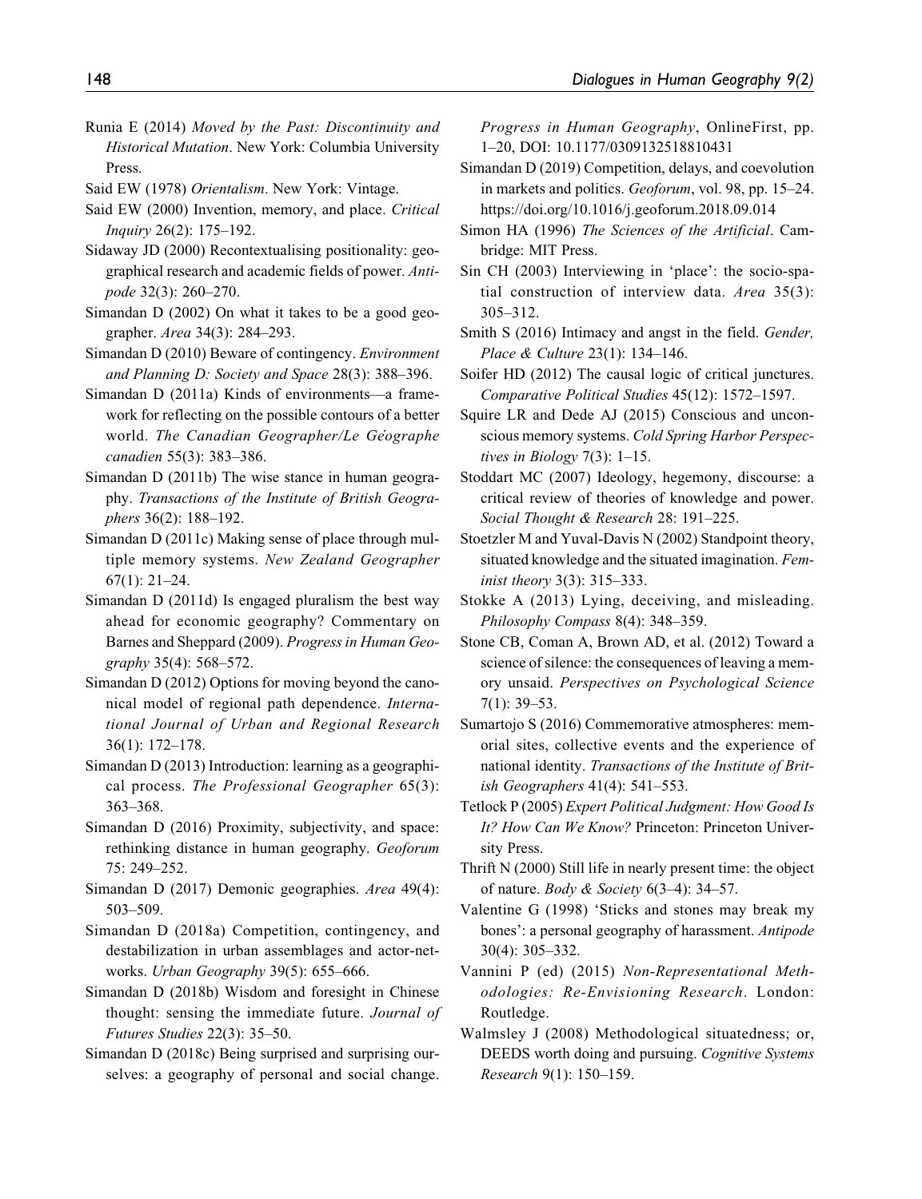Runia E (2014) *Moved by the Past: Discontinuity and Historical Mutation*. New York: Columbia University Press.

Said EW (1978) *Orientalism*. New York: Vintage.

Said EW (2000) Invention, memory, and place. *Critical Inquiry* 26(2): 175–192.

Sidaway JD (2000) Recontextualising positionality: geographical research and academic fields of power. *Antipode* 32(3): 260–270.

Simandan D (2002) On what it takes to be a good geographer. *Area* 34(3): 284–293.

Simandan D (2010) Beware of contingency. *Environment and Planning D: Society and Space* 28(3): 388–396.

Simandan D (2011a) Kinds of environments—a framework for reflecting on the possible contours of a better world. *The Canadian Geographer/Le Géographe canadien* 55(3): 383–386.

Simandan D (2011b) The wise stance in human geography. *Transactions of the Institute of British Geographers* 36(2): 188–192.

Simandan D (2011c) Making sense of place through multiple memory systems. *New Zealand Geographer* 67(1): 21–24.

Simandan D (2011d) Is engaged pluralism the best way ahead for economic geography? Commentary on Barnes and Sheppard (2009). *Progress in Human Geography* 35(4): 568–572.

Simandan D (2012) Options for moving beyond the canonical model of regional path dependence. *International Journal of Urban and Regional Research* 36(1): 172–178.

Simandan D (2013) Introduction: learning as a geographical process. *The Professional Geographer* 65(3): 363–368.

Simandan D (2016) Proximity, subjectivity, and space: rethinking distance in human geography. *Geoforum* 75: 249–252.

Simandan D (2017) Demonic geographies. *Area* 49(4): 503–509.

Simandan D (2018a) Competition, contingency, and destabilization in urban assemblages and actor-networks. *Urban Geography* 39(5): 655–666.

Simandan D (2018b) Wisdom and foresight in Chinese thought: sensing the immediate future. *Journal of Futures Studies* 22(3): 35–50.

Simandan D (2018c) Being surprised and surprising ourselves: a geography of personal and social change. *Progress in Human Geography*, OnlineFirst, pp. 1–20, DOI: 10.1177/0309132518810431

Simandan D (2019) Competition, delays, and coevolution in markets and politics. *Geoforum*, vol. 98, pp. 15–24. https://doi.org/10.1016/j.geoforum.2018.09.014

Simon HA (1996) *The Sciences of the Artificial*. Cambridge: MIT Press.

Sin CH (2003) Interviewing in 'place': the socio-spatial construction of interview data. *Area* 35(3): 305–312.

Smith S (2016) Intimacy and angst in the field. *Gender, Place & Culture* 23(1): 134–146.

Soifer HD (2012) The causal logic of critical junctures. *Comparative Political Studies* 45(12): 1572–1597.

Squire LR and Dede AJ (2015) Conscious and unconscious memory systems. *Cold Spring Harbor Perspectives in Biology* 7(3): 1–15.

Stoddart MC (2007) Ideology, hegemony, discourse: a critical review of theories of knowledge and power. *Social Thought & Research* 28: 191–225.

Stoetzler M and Yuval-Davis N (2002) Standpoint theory, situated knowledge and the situated imagination. *Feminist theory* 3(3): 315–333.

Stokke A (2013) Lying, deceiving, and misleading. *Philosophy Compass* 8(4): 348–359.

Stone CB, Coman A, Brown AD, et al. (2012) Toward a science of silence: the consequences of leaving a memory unsaid. *Perspectives on Psychological Science* 7(1): 39–53.

Sumartojo S (2016) Commemorative atmospheres: memorial sites, collective events and the experience of national identity. *Transactions of the Institute of British Geographers* 41(4): 541–553.

Tetlock P (2005) *Expert Political Judgment: How Good Is It? How Can We Know?* Princeton: Princeton University Press.

Thrift N (2000) Still life in nearly present time: the object of nature. *Body & Society* 6(3–4): 34–57.

Valentine G (1998) 'Sticks and stones may break my bones': a personal geography of harassment. *Antipode* 30(4): 305–332.

Vannini P (ed) (2015) *Non-Representational Methodologies: Re-Envisioning Research*. London: Routledge.

Walmsley J (2008) Methodological situatedness; or, DEEDS worth doing and pursuing. *Cognitive Systems Research* 9(1): 150–159.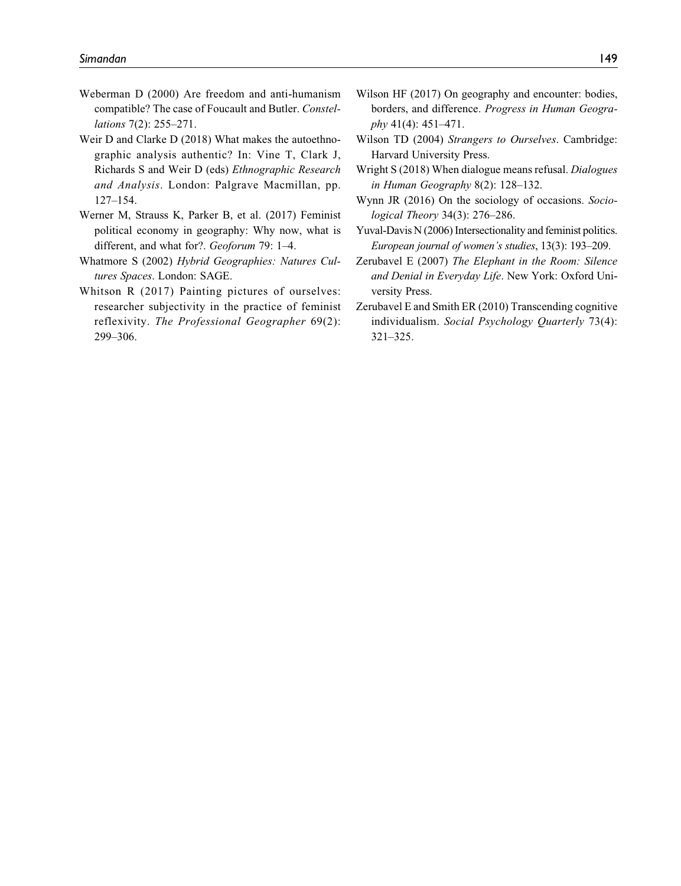Weberman D (2000) Are freedom and anti-humanism compatible? The case of Foucault and Butler. *Constellations* 7(2): 255–271.

Weir D and Clarke D (2018) What makes the autoethnographic analysis authentic? In: Vine T, Clark J, Richards S and Weir D (eds) *Ethnographic Research and Analysis*. London: Palgrave Macmillan, pp. 127–154.

Werner M, Strauss K, Parker B, et al. (2017) Feminist political economy in geography: Why now, what is different, and what for?. *Geoforum* 79: 1–4.

Whatmore S (2002) *Hybrid Geographies: Natures Cultures Spaces*. London: SAGE.

Whitson R (2017) Painting pictures of ourselves: researcher subjectivity in the practice of feminist reflexivity. *The Professional Geographer* 69(2): 299–306.

Wilson HF (2017) On geography and encounter: bodies, borders, and difference. *Progress in Human Geography* 41(4): 451–471.

Wilson TD (2004) *Strangers to Ourselves*. Cambridge: Harvard University Press.

Wright S (2018) When dialogue means refusal. *Dialogues in Human Geography* 8(2): 128–132.

Wynn JR (2016) On the sociology of occasions. *Sociological Theory* 34(3): 276–286.

Yuval-Davis N (2006) Intersectionality and feminist politics. *European journal of women's studies*, 13(3): 193–209.

Zerubavel E (2007) *The Elephant in the Room: Silence and Denial in Everyday Life*. New York: Oxford University Press.

Zerubavel E and Smith ER (2010) Transcending cognitive individualism. *Social Psychology Quarterly* 73(4): 321–325.